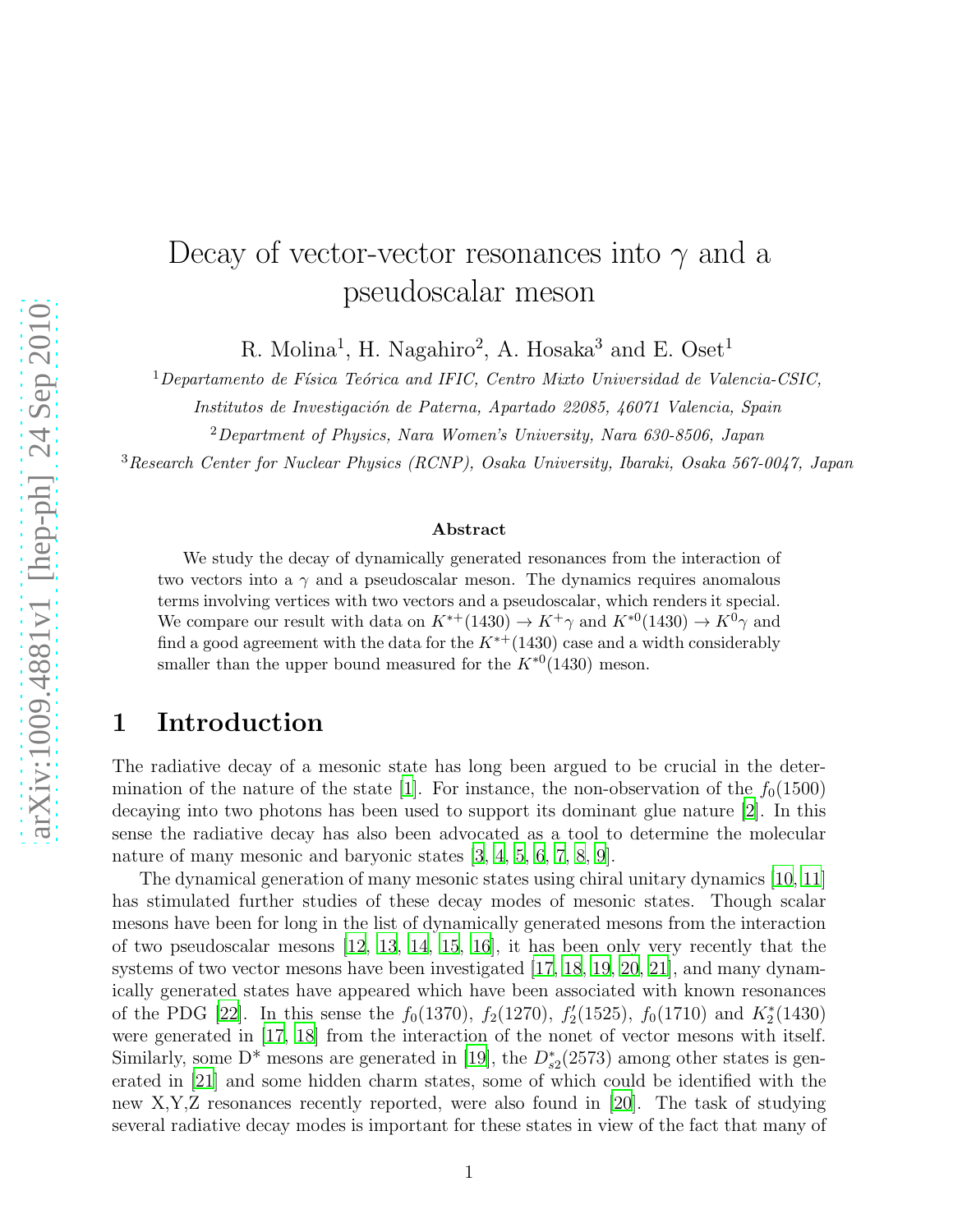# Decay of vector-vector resonances into $\gamma$ and a pseudoscalar meson

R. Molina[1], H. Nagahiro[2], A. Hosaka[3] and E. Oset[1]

[1] *Departamento de Física Teórica and IFIC, Centro Mixto Universidad de Valencia-CSIC, Institutos de Investigación de Paterna, Apartado 22085, 46071 Valencia, Spain*

[2] *Department of Physics, Nara Women's University, Nara 630-8506, Japan*

[3] *Research Center for Nuclear Physics (RCNP), Osaka University, Ibaraki, Osaka 567-0047, Japan*

### Abstract

We study the decay of dynamically generated resonances from the interaction of two vectors into a $\gamma$ and a pseudoscalar meson. The dynamics requires anomalous terms involving vertices with two vectors and a pseudoscalar, which renders it special. We compare our result with data on $K^{*+}(1430) \to K^+\gamma$ and $K^{*0}(1430) \to K^0\gamma$ and find a good agreement with the data for the $K^{*+}(1430)$ case and a width considerably smaller than the upper bound measured for the $K^{*0}(1430)$ meson.

## 1 Introduction

The radiative decay of a mesonic state has long been argued to be crucial in the determination of the nature of the state [1]. For instance, the non-observation of the $f_0(1500)$ decaying into two photons has been used to support its dominant glue nature [2]. In this sense the radiative decay has also been advocated as a tool to determine the molecular nature of many mesonic and baryonic states [3, 4, 5, 6, 7, 8, 9].

The dynamical generation of many mesonic states using chiral unitary dynamics [10, 11] has stimulated further studies of these decay modes of mesonic states. Though scalar mesons have been for long in the list of dynamically generated mesons from the interaction of two pseudoscalar mesons [12, 13, 14, 15, 16], it has been only very recently that the systems of two vector mesons have been investigated [17, 18, 19, 20, 21], and many dynamically generated states have appeared which have been associated with known resonances of the PDG [22]. In this sense the $f_0(1370)$, $f_2(1270)$, $f_2'(1525)$, $f_0(1710)$ and $K_2^*(1430)$ were generated in [17, 18] from the interaction of the nonet of vector mesons with itself. Similarly, some D* mesons are generated in [19], the $D_{s2}^*(2573)$ among other states is generated in [21] and some hidden charm states, some of which could be identified with the new X,Y,Z resonances recently reported, were also found in [20]. The task of studying several radiative decay modes is important for these states in view of the fact that many of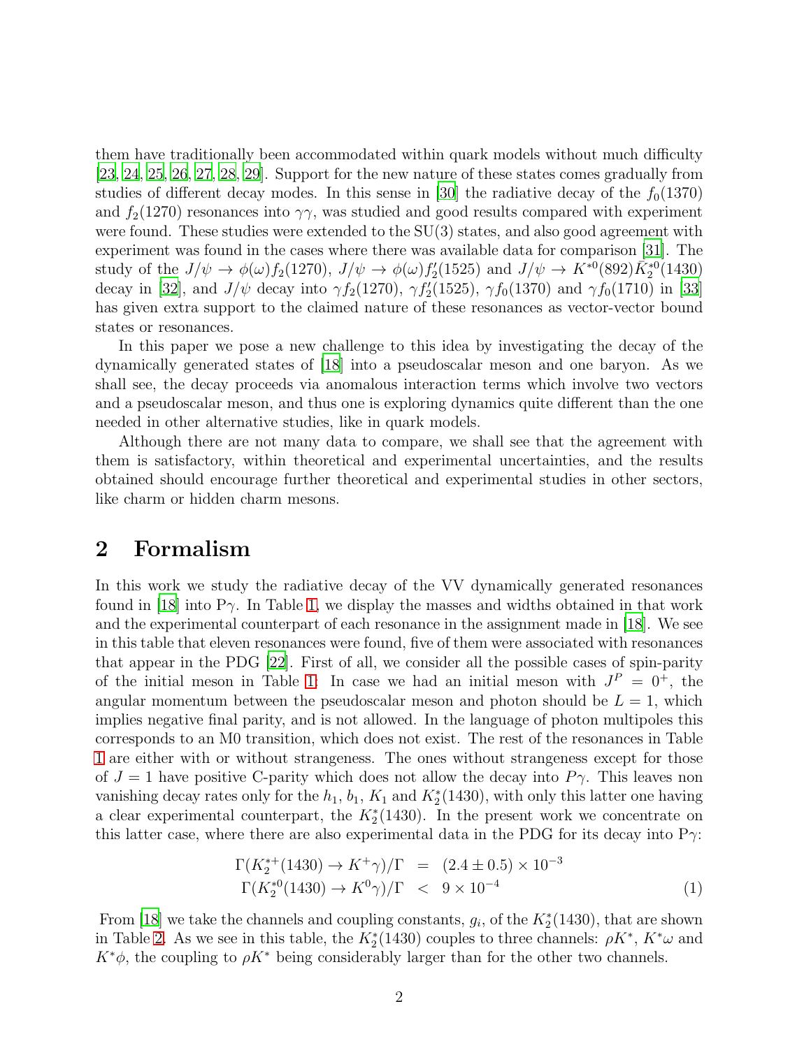them have traditionally been accommodated within quark models without much difficulty [23, 24, 25, 26, 27, 28, 29]. Support for the new nature of these states comes gradually from studies of different decay modes. In this sense in [30] the radiative decay of the $f_0(1370)$ and $f_2(1270)$ resonances into $\gamma\gamma$, was studied and good results compared with experiment were found. These studies were extended to the SU(3) states, and also good agreement with experiment was found in the cases where there was available data for comparison [31]. The study of the $J/\psi \to \phi(\omega) f_2(1270)$, $J/\psi \to \phi(\omega) f_2'(1525)$ and $J/\psi \to K^{*0}(892)\bar{K}_2^{*0}(1430)$ decay in [32], and $J/\psi$ decay into $\gamma f_2(1270)$, $\gamma f_2'(1525)$, $\gamma f_0(1370)$ and $\gamma f_0(1710)$ in [33] has given extra support to the claimed nature of these resonances as vector-vector bound states or resonances.

In this paper we pose a new challenge to this idea by investigating the decay of the dynamically generated states of [18] into a pseudoscalar meson and one baryon. As we shall see, the decay proceeds via anomalous interaction terms which involve two vectors and a pseudoscalar meson, and thus one is exploring dynamics quite different than the one needed in other alternative studies, like in quark models.

Although there are not many data to compare, we shall see that the agreement with them is satisfactory, within theoretical and experimental uncertainties, and the results obtained should encourage further theoretical and experimental studies in other sectors, like charm or hidden charm mesons.

## 2 Formalism

In this work we study the radiative decay of the VV dynamically generated resonances found in [18] into P$\gamma$. In Table 1, we display the masses and widths obtained in that work and the experimental counterpart of each resonance in the assignment made in [18]. We see in this table that eleven resonances were found, five of them were associated with resonances that appear in the PDG [22]. First of all, we consider all the possible cases of spin-parity of the initial meson in Table 1: In case we had an initial meson with $J^P = 0^+$, the angular momentum between the pseudoscalar meson and photon should be $L = 1$, which implies negative final parity, and is not allowed. In the language of photon multipoles this corresponds to an M0 transition, which does not exist. The rest of the resonances in Table 1 are either with or without strangeness. The ones without strangeness except for those of $J = 1$ have positive C-parity which does not allow the decay into $P\gamma$. This leaves non vanishing decay rates only for the $h_1$, $b_1$, $K_1$ and $K_2^*(1430)$, with only this latter one having a clear experimental counterpart, the $K_2^*(1430)$. In the present work we concentrate on this latter case, where there are also experimental data in the PDG for its decay into P$\gamma$:

$$
\begin{aligned}
\Gamma(K_2^{*+}(1430) \to K^+\gamma)/\Gamma &= (2.4 \pm 0.5) \times 10^{-3} \\
\Gamma(K_2^{*0}(1430) \to K^0\gamma)/\Gamma &< 9 \times 10^{-4}
\end{aligned} \qquad (1)
$$

From [18] we take the channels and coupling constants, $g_i$, of the $K_2^*(1430)$, that are shown in Table 2. As we see in this table, the $K_2^*(1430)$ couples to three channels: $\rho K^*$, $K^*\omega$ and $K^*\phi$, the coupling to $\rho K^*$ being considerably larger than for the other two channels.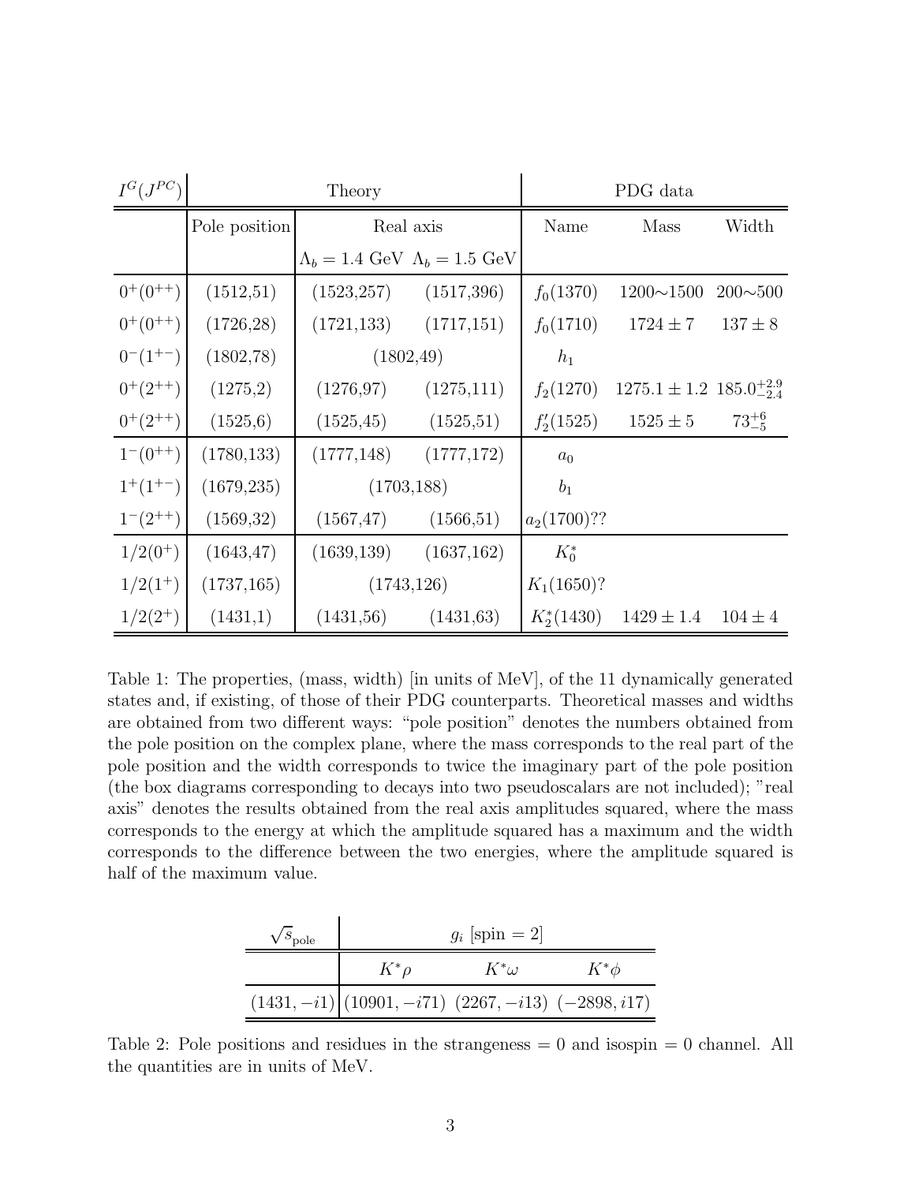| $I^G(J^{PC})$ | Theory | | | PDG data | | |
|---|---|---|---|---|---|---|
| | Pole position | Real axis | | Name | Mass | Width |
| | | $\Lambda_b = 1.4$ GeV | $\Lambda_b = 1.5$ GeV | | | |
| $0^+(0^{++})$ | (1512,51) | (1523,257) | (1517,396) | $f_0(1370)$ | 1200∼1500 | 200∼500 |
| $0^+(0^{++})$ | (1726,28) | (1721,133) | (1717,151) | $f_0(1710)$ | $1724 \pm 7$ | $137 \pm 8$ |
| $0^-(1^{+-})$ | (1802,78) | (1802,49) | | $h_1$ | | |
| $0^+(2^{++})$ | (1275,2) | (1276,97) | (1275,111) | $f_2(1270)$ | $1275.1 \pm 1.2$ | $185.0^{+2.9}_{-2.4}$ |
| $0^+(2^{++})$ | (1525,6) | (1525,45) | (1525,51) | $f_2'(1525)$ | $1525 \pm 5$ | $73^{+6}_{-5}$ |
| $1^-(0^{++})$ | (1780,133) | (1777,148) | (1777,172) | $a_0$ | | |
| $1^+(1^{+-})$ | (1679,235) | (1703,188) | | $b_1$ | | |
| $1^-(2^{++})$ | (1569,32) | (1567,47) | (1566,51) | $a_2(1700)$?? | | |
| $1/2(0^+)$ | (1643,47) | (1639,139) | (1637,162) | $K_0^*$ | | |
| $1/2(1^+)$ | (1737,165) | (1743,126) | | $K_1(1650)$? | | |
| $1/2(2^+)$ | (1431,1) | (1431,56) | (1431,63) | $K_2^*(1430)$ | $1429 \pm 1.4$ | $104 \pm 4$ |

Table 1: The properties, (mass, width) [in units of MeV], of the 11 dynamically generated states and, if existing, of those of their PDG counterparts. Theoretical masses and widths are obtained from two different ways: "pole position" denotes the numbers obtained from the pole position on the complex plane, where the mass corresponds to the real part of the pole position and the width corresponds to twice the imaginary part of the pole position (the box diagrams corresponding to decays into two pseudoscalars are not included); "real axis" denotes the results obtained from the real axis amplitudes squared, where the mass corresponds to the energy at which the amplitude squared has a maximum and the width corresponds to the difference between the two energies, where the amplitude squared is half of the maximum value.

| $\sqrt{s}_{\rm pole}$ | $g_i$ [spin = 2] | | |
|---|---|---|---|
| | $K^*\rho$ | $K^*\omega$ | $K^*\phi$ |
| $(1431, -i1)$ | $(10901, -i71)$ | $(2267, -i13)$ | $(-2898, i17)$ |

Table 2: Pole positions and residues in the strangeness = 0 and isospin = 0 channel. All the quantities are in units of MeV.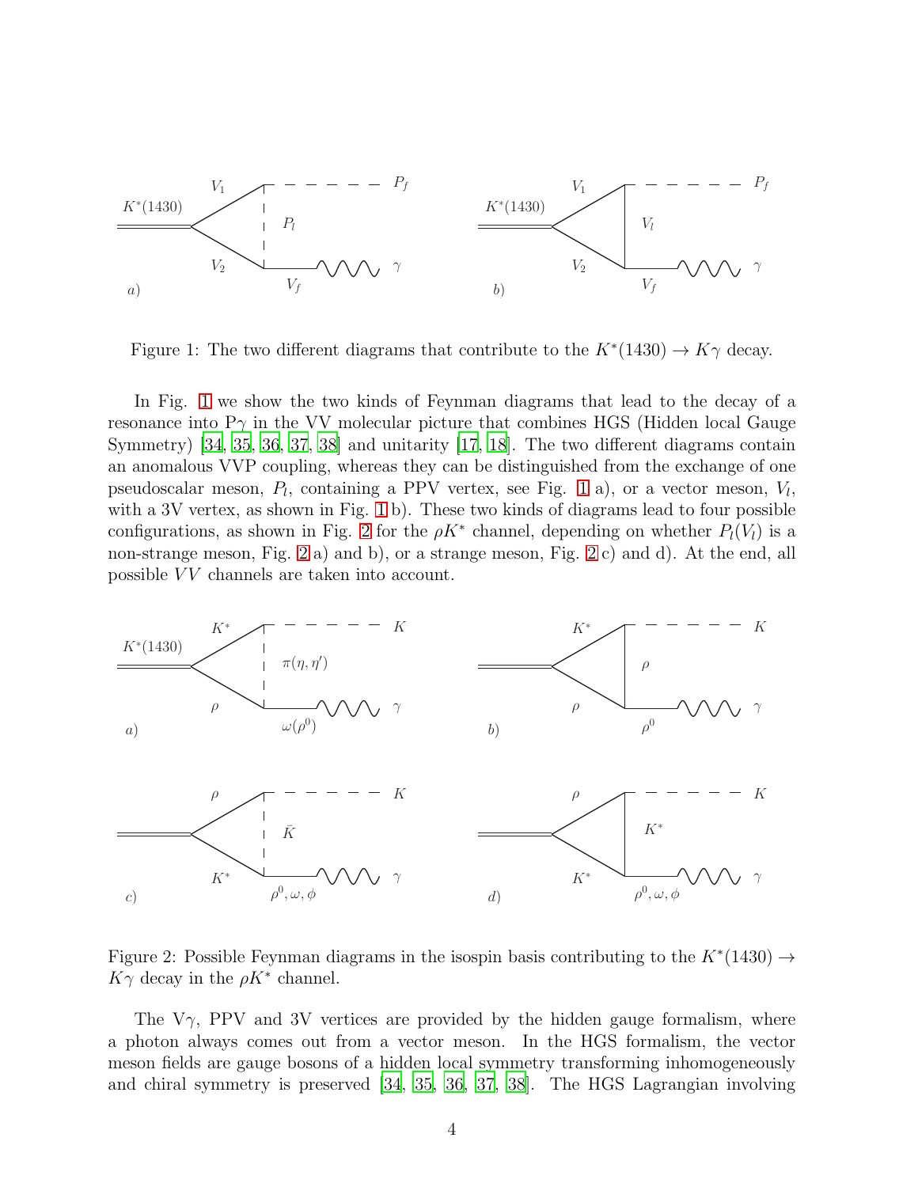Figure 1: The two different diagrams that contribute to the $K^*(1430) \to K\gamma$ decay.

In Fig. 1 we show the two kinds of Feynman diagrams that lead to the decay of a resonance into P$\gamma$ in the VV molecular picture that combines HGS (Hidden local Gauge Symmetry) [34, 35, 36, 37, 38] and unitarity [17, 18]. The two different diagrams contain an anomalous VVP coupling, whereas they can be distinguished from the exchange of one pseudoscalar meson, $P_l$, containing a PPV vertex, see Fig. 1 a), or a vector meson, $V_l$, with a 3V vertex, as shown in Fig. 1 b). These two kinds of diagrams lead to four possible configurations, as shown in Fig. 2 for the $\rho K^*$ channel, depending on whether $P_l(V_l)$ is a non-strange meson, Fig. 2 a) and b), or a strange meson, Fig. 2 c) and d). At the end, all possible $VV$ channels are taken into account.

Figure 2: Possible Feynman diagrams in the isospin basis contributing to the $K^*(1430) \to K\gamma$ decay in the $\rho K^*$ channel.

The V$\gamma$, PPV and 3V vertices are provided by the hidden gauge formalism, where a photon always comes out from a vector meson. In the HGS formalism, the vector meson fields are gauge bosons of a hidden local symmetry transforming inhomogeneously and chiral symmetry is preserved [34, 35, 36, 37, 38]. The HGS Lagrangian involving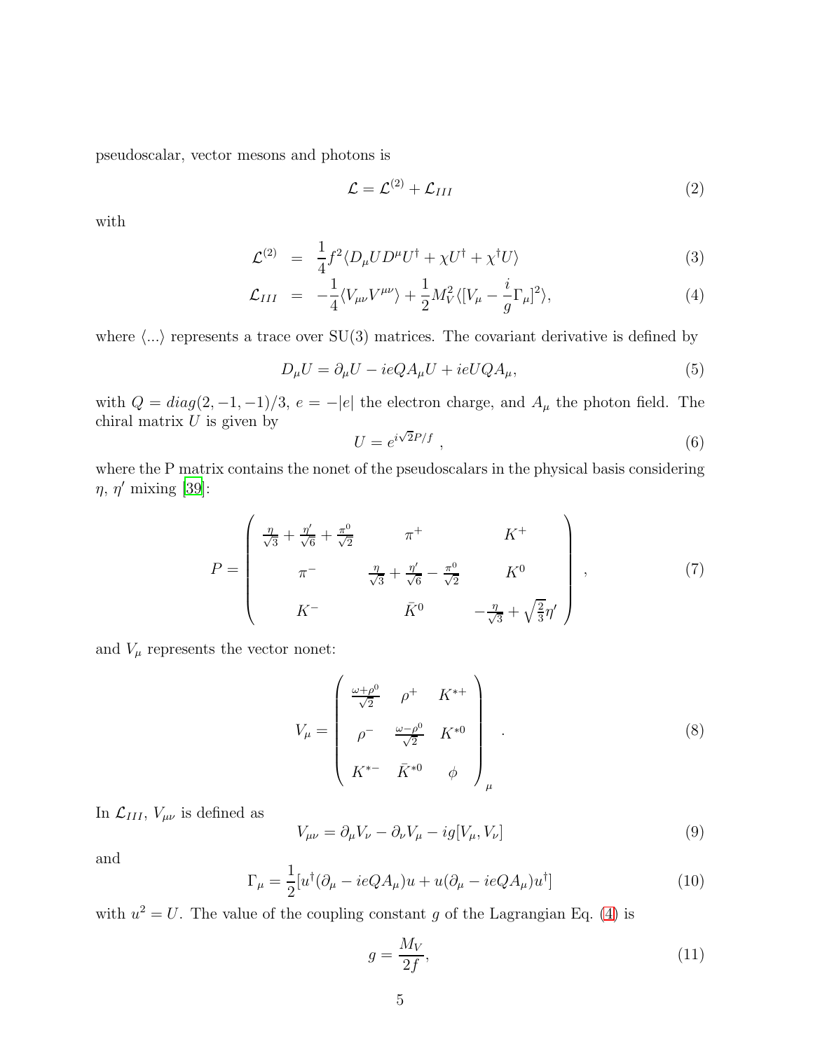pseudoscalar, vector mesons and photons is

$$\mathcal{L} = \mathcal{L}^{(2)} + \mathcal{L}_{III} \tag{2}$$

with

$$\mathcal{L}^{(2)} = \frac{1}{4} f^2 \langle D_\mu U D^\mu U^\dagger + \chi U^\dagger + \chi^\dagger U \rangle \tag{3}$$

$$\mathcal{L}_{III} = -\frac{1}{4} \langle V_{\mu\nu} V^{\mu\nu} \rangle + \frac{1}{2} M_V^2 \langle [V_\mu - \frac{i}{g} \Gamma_\mu]^2 \rangle, \tag{4}$$

where $\langle ... \rangle$ represents a trace over SU(3) matrices. The covariant derivative is defined by

$$D_\mu U = \partial_\mu U - ieQA_\mu U + ieUQA_\mu, \tag{5}$$

with $Q = diag(2, -1, -1)/3$, $e = -|e|$ the electron charge, and $A_\mu$ the photon field. The chiral matrix $U$ is given by

$$U = e^{i\sqrt{2}P/f} \ , \tag{6}$$

where the P matrix contains the nonet of the pseudoscalars in the physical basis considering $\eta$, $\eta'$ mixing [39]:

$$P = \begin{pmatrix} \frac{\eta}{\sqrt{3}} + \frac{\eta'}{\sqrt{6}} + \frac{\pi^0}{\sqrt{2}} & \pi^+ & K^+ \\ \pi^- & \frac{\eta}{\sqrt{3}} + \frac{\eta'}{\sqrt{6}} - \frac{\pi^0}{\sqrt{2}} & K^0 \\ K^- & \bar{K}^0 & -\frac{\eta}{\sqrt{3}} + \sqrt{\frac{2}{3}}\eta' \end{pmatrix}, \tag{7}$$

and $V_\mu$ represents the vector nonet:

$$V_\mu = \begin{pmatrix} \frac{\omega + \rho^0}{\sqrt{2}} & \rho^+ & K^{*+} \\ \rho^- & \frac{\omega - \rho^0}{\sqrt{2}} & K^{*0} \\ K^{*-} & \bar{K}^{*0} & \phi \end{pmatrix}_\mu . \tag{8}$$

In $\mathcal{L}_{III}$, $V_{\mu\nu}$ is defined as

$$V_{\mu\nu} = \partial_\mu V_\nu - \partial_\nu V_\mu - ig[V_\mu, V_\nu] \tag{9}$$

and

$$\Gamma_\mu = \frac{1}{2}[u^\dagger(\partial_\mu - ieQA_\mu)u + u(\partial_\mu - ieQA_\mu)u^\dagger] \tag{10}$$

with $u^2 = U$. The value of the coupling constant $g$ of the Lagrangian Eq. (4) is

$$g = \frac{M_V}{2f}, \tag{11}$$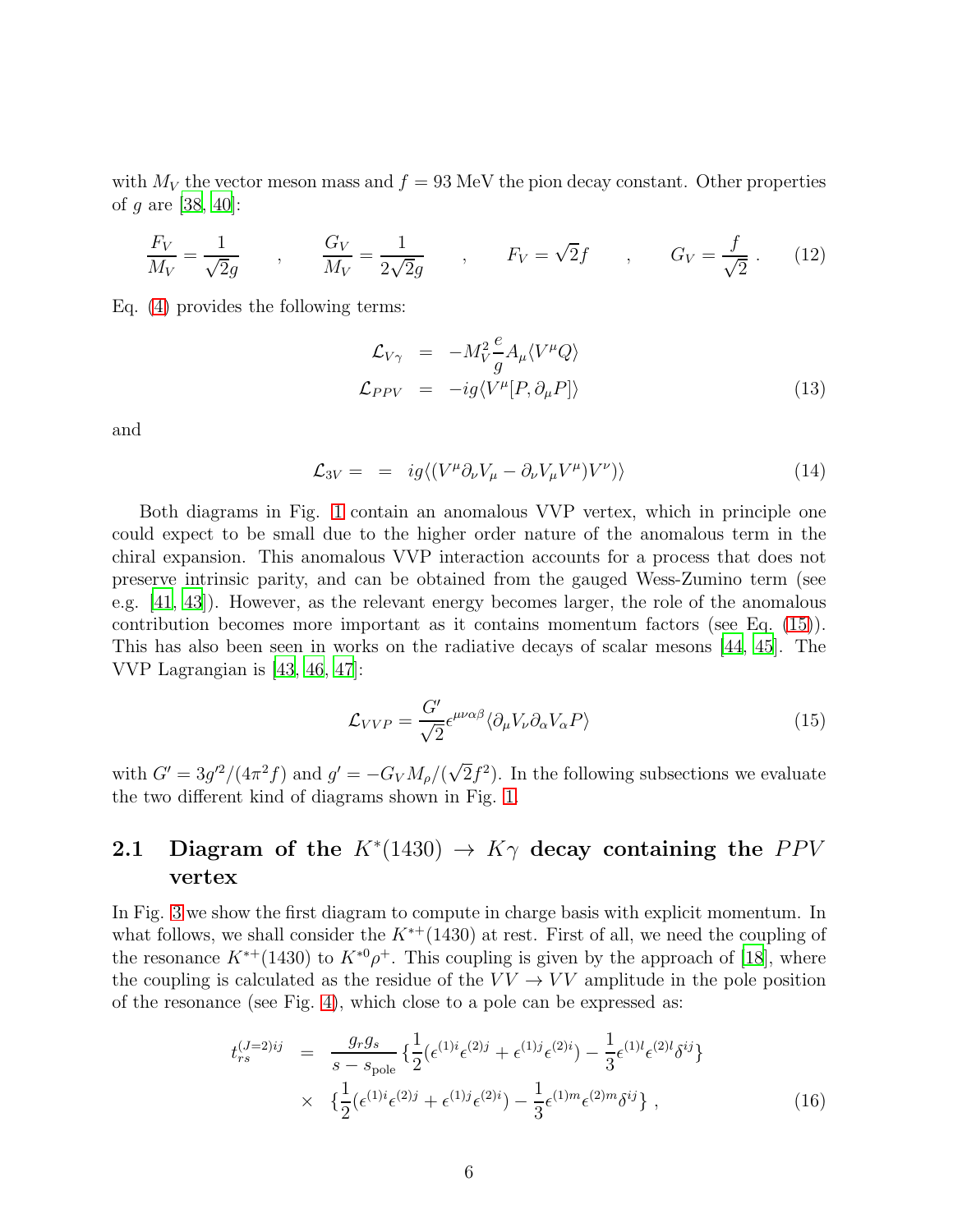with $M_V$ the vector meson mass and $f = 93$ MeV the pion decay constant. Other properties of $g$ are [38, 40]:

$$\frac{F_V}{M_V} = \frac{1}{\sqrt{2}g} \quad , \quad \frac{G_V}{M_V} = \frac{1}{2\sqrt{2}g} \quad , \quad F_V = \sqrt{2}f \quad , \quad G_V = \frac{f}{\sqrt{2}} \, . \tag{12}$$

Eq. (4) provides the following terms:

$$\begin{aligned} \mathcal{L}_{V\gamma} &= -M_V^2 \frac{e}{g} A_\mu \langle V^\mu Q \rangle \\ \mathcal{L}_{PPV} &= -ig \langle V^\mu [P, \partial_\mu P] \rangle \end{aligned} \tag{13}$$

and

$$\mathcal{L}_{3V} = \; = \; ig \langle (V^\mu \partial_\nu V_\mu - \partial_\nu V_\mu V^\mu) V^\nu) \rangle \tag{14}$$

Both diagrams in Fig. 1 contain an anomalous VVP vertex, which in principle one could expect to be small due to the higher order nature of the anomalous term in the chiral expansion. This anomalous VVP interaction accounts for a process that does not preserve intrinsic parity, and can be obtained from the gauged Wess-Zumino term (see e.g. [41, 43]). However, as the relevant energy becomes larger, the role of the anomalous contribution becomes more important as it contains momentum factors (see Eq. (15)). This has also been seen in works on the radiative decays of scalar mesons [44, 45]. The VVP Lagrangian is [43, 46, 47]:

$$\mathcal{L}_{VVP} = \frac{G'}{\sqrt{2}} \epsilon^{\mu\nu\alpha\beta} \langle \partial_\mu V_\nu \partial_\alpha V_\alpha P \rangle \tag{15}$$

with $G' = 3g'^2/(4\pi^2 f)$ and $g' = -G_V M_\rho/(\sqrt{2}f^2)$. In the following subsections we evaluate the two different kind of diagrams shown in Fig. 1.

## 2.1 Diagram of the $K^*(1430) \to K\gamma$ decay containing the $PPV$ vertex

In Fig. 3 we show the first diagram to compute in charge basis with explicit momentum. In what follows, we shall consider the $K^{*+}(1430)$ at rest. First of all, we need the coupling of the resonance $K^{*+}(1430)$ to $K^{*0}\rho^+$. This coupling is given by the approach of [18], where the coupling is calculated as the residue of the $VV \to VV$ amplitude in the pole position of the resonance (see Fig. 4), which close to a pole can be expressed as:

$$\begin{aligned} t_{rs}^{(J=2)ij} &= \frac{g_r g_s}{s - s_{\rm pole}} \{ \frac{1}{2}(\epsilon^{(1)i}\epsilon^{(2)j} + \epsilon^{(1)j}\epsilon^{(2)i}) - \frac{1}{3}\epsilon^{(1)l}\epsilon^{(2)l}\delta^{ij} \} \\ &\times \; \{ \frac{1}{2}(\epsilon^{(1)i}\epsilon^{(2)j} + \epsilon^{(1)j}\epsilon^{(2)i}) - \frac{1}{3}\epsilon^{(1)m}\epsilon^{(2)m}\delta^{ij} \} \, , \end{aligned} \tag{16}$$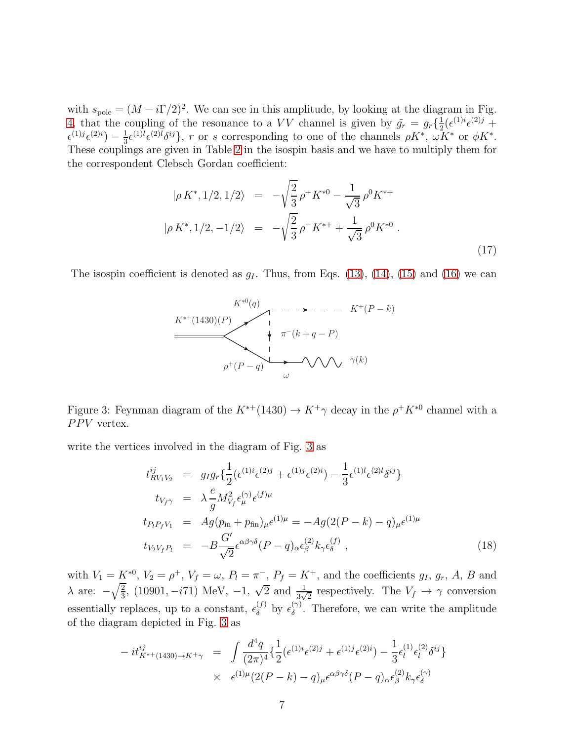with $s_{\rm pole} = (M - i\Gamma/2)^2$. We can see in this amplitude, by looking at the diagram in Fig. 4, that the coupling of the resonance to a $VV$ channel is given by $\tilde{g_r} = g_r\{\frac{1}{2}(\epsilon^{(1)i}\epsilon^{(2)j} + \epsilon^{(1)j}\epsilon^{(2)i}) - \frac{1}{3}\epsilon^{(1)l}\epsilon^{(2)l}\delta^{ij}\}$, $r$ or $s$ corresponding to one of the channels $\rho K^*$, $\omega K^*$ or $\phi K^*$. These couplings are given in Table 2 in the isospin basis and we have to multiply them for the correspondent Clebsch Gordan coefficient:

$$
\begin{aligned}
|\rho\, K^*, 1/2, 1/2\rangle &= -\sqrt{\frac{2}{3}}\,\rho^+ K^{*0} - \frac{1}{\sqrt{3}}\,\rho^0 K^{*+} \\
|\rho\, K^*, 1/2, -1/2\rangle &= -\sqrt{\frac{2}{3}}\,\rho^- K^{*+} + \frac{1}{\sqrt{3}}\,\rho^0 K^{*0}\ .
\end{aligned}
\tag{17}
$$

The isospin coefficient is denoted as $g_I$. Thus, from Eqs. (13), (14), (15) and (16) we can

Figure 3: Feynman diagram of the $K^{*+}(1430) \to K^+\gamma$ decay in the $\rho^+ K^{*0}$ channel with a $PPV$ vertex.

write the vertices involved in the diagram of Fig. 3 as

$$
\begin{aligned}
t^{ij}_{RV_1V_2} &= g_I g_r\{\frac{1}{2}(\epsilon^{(1)i}\epsilon^{(2)j} + \epsilon^{(1)j}\epsilon^{(2)i}) - \frac{1}{3}\epsilon^{(1)l}\epsilon^{(2)l}\delta^{ij}\} \\
t_{V_f\gamma} &= \lambda\frac{e}{g}M^2_{V_f}\epsilon^{(\gamma)}_{\mu}\epsilon^{(f)\mu} \\
t_{P_lP_fV_1} &= Ag(p_{\rm in} + p_{\rm fin})_{\mu}\epsilon^{(1)\mu} = -Ag(2(P-k) - q)_{\mu}\epsilon^{(1)\mu} \\
t_{V_2V_fP_l} &= -B\frac{G'}{\sqrt{2}}\epsilon^{\alpha\beta\gamma\delta}(P-q)_{\alpha}\epsilon^{(2)}_{\beta}k_{\gamma}\epsilon^{(f)}_{\delta}\ ,
\end{aligned}
\tag{18}
$$

with $V_1 = K^{*0}$, $V_2 = \rho^+$, $V_f = \omega$, $P_l = \pi^-$, $P_f = K^+$, and the coefficients $g_I$, $g_r$, $A$, $B$ and $\lambda$ are: $-\sqrt{\frac{2}{3}}$, $(10901, -i71)$ MeV, $-1$, $\sqrt{2}$ and $\frac{1}{3\sqrt{2}}$ respectively. The $V_f \to \gamma$ conversion essentially replaces, up to a constant, $\epsilon^{(f)}_{\delta}$ by $\epsilon^{(\gamma)}_{\delta}$. Therefore, we can write the amplitude of the diagram depicted in Fig. 3 as

$$
\begin{aligned}
-it^{ij}_{K^{*+}(1430)\to K^+\gamma} &= \int\frac{d^4q}{(2\pi)^4}\{\frac{1}{2}(\epsilon^{(1)i}\epsilon^{(2)j} + \epsilon^{(1)j}\epsilon^{(2)i}) - \frac{1}{3}\epsilon^{(1)}_l\epsilon^{(2)}_l\delta^{ij}\} \\
&\times\ \epsilon^{(1)\mu}(2(P-k) - q)_{\mu}\epsilon^{\alpha\beta\gamma\delta}(P-q)_{\alpha}\epsilon^{(2)}_{\beta}k_{\gamma}\epsilon^{(\gamma)}_{\delta}
\end{aligned}
$$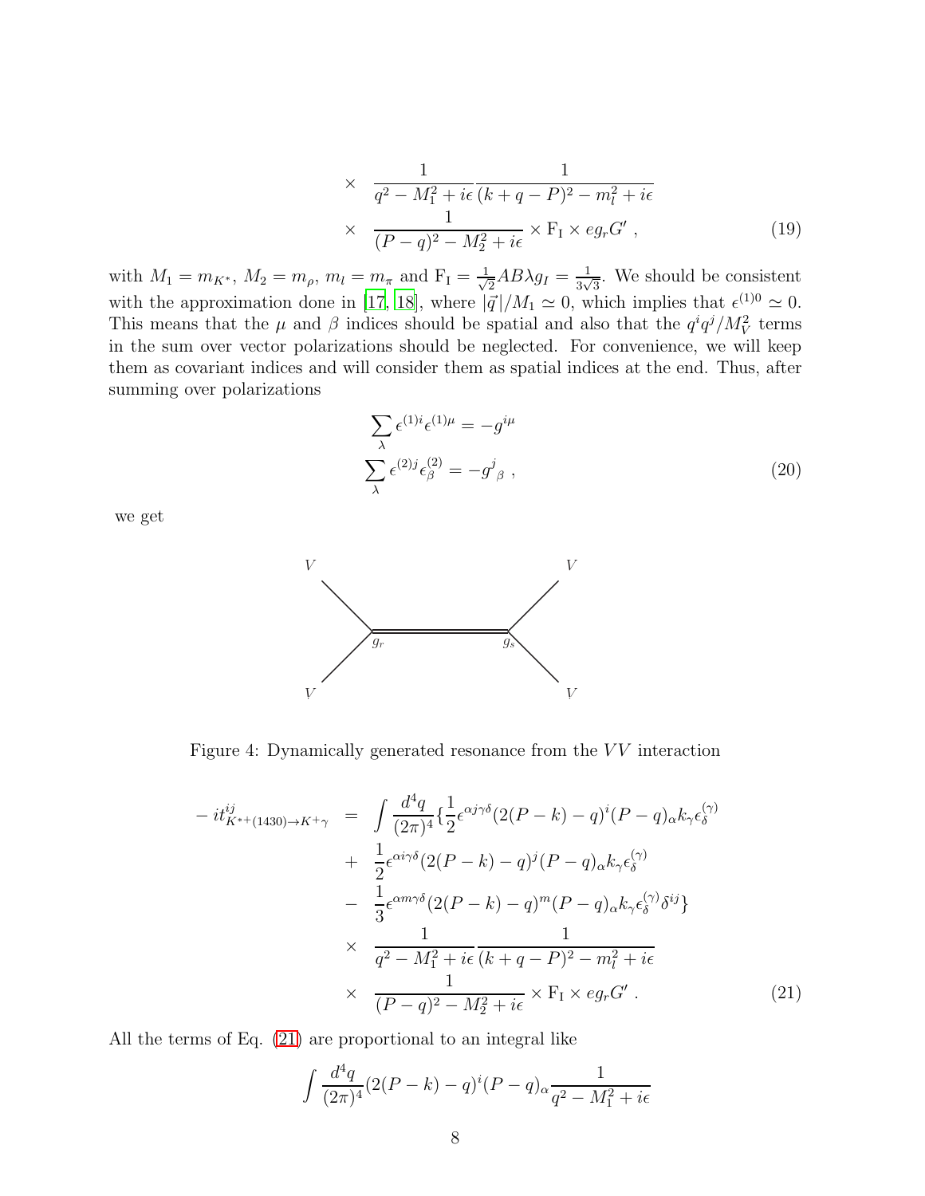$$
\begin{aligned}
&\times \quad \frac{1}{q^2 - M_1^2 + i\epsilon} \frac{1}{(k+q-P)^2 - m_l^2 + i\epsilon} \\
&\times \quad \frac{1}{(P-q)^2 - M_2^2 + i\epsilon} \times \mathrm{F_I} \times e g_r G' \, , \qquad (19)
\end{aligned}
$$

with $M_1 = m_{K^*}$, $M_2 = m_\rho$, $m_l = m_\pi$ and $\mathrm{F_I} = \frac{1}{\sqrt{2}} AB\lambda g_I = \frac{1}{3\sqrt{3}}$. We should be consistent with the approximation done in [17, 18], where $|\vec{q}|/M_1 \simeq 0$, which implies that $\epsilon^{(1)0} \simeq 0$. This means that the $\mu$ and $\beta$ indices should be spatial and also that the $q^i q^j / M_V^2$ terms in the sum over vector polarizations should be neglected. For convenience, we will keep them as covariant indices and will consider them as spatial indices at the end. Thus, after summing over polarizations

$$
\begin{aligned}
\sum_\lambda \epsilon^{(1)i} \epsilon^{(1)\mu} &= -g^{i\mu} \\
\sum_\lambda \epsilon^{(2)j} \epsilon^{(2)}_\beta &= -g^j{}_\beta \, , \qquad (20)
\end{aligned}
$$

we get

Figure 4: Dynamically generated resonance from the $VV$ interaction

$$
\begin{aligned}
-it^{ij}_{K^{*+}(1430)\to K^+\gamma} \;=\; &\int \frac{d^4q}{(2\pi)^4} \Big\{ \frac{1}{2} \epsilon^{\alpha j \gamma \delta} (2(P-k)-q)^i (P-q)_\alpha k_\gamma \epsilon^{(\gamma)}_\delta \\
&+ \; \frac{1}{2} \epsilon^{\alpha i \gamma \delta} (2(P-k)-q)^j (P-q)_\alpha k_\gamma \epsilon^{(\gamma)}_\delta \\
&- \; \frac{1}{3} \epsilon^{\alpha m \gamma \delta} (2(P-k)-q)^m (P-q)_\alpha k_\gamma \epsilon^{(\gamma)}_\delta \delta^{ij} \Big\} \\
&\times \; \frac{1}{q^2 - M_1^2 + i\epsilon} \frac{1}{(k+q-P)^2 - m_l^2 + i\epsilon} \\
&\times \; \frac{1}{(P-q)^2 - M_2^2 + i\epsilon} \times \mathrm{F_I} \times e g_r G' \, . \qquad (21)
\end{aligned}
$$

All the terms of Eq. (21) are proportional to an integral like

$$
\int \frac{d^4q}{(2\pi)^4} (2(P-k)-q)^i (P-q)_\alpha \frac{1}{q^2 - M_1^2 + i\epsilon}
$$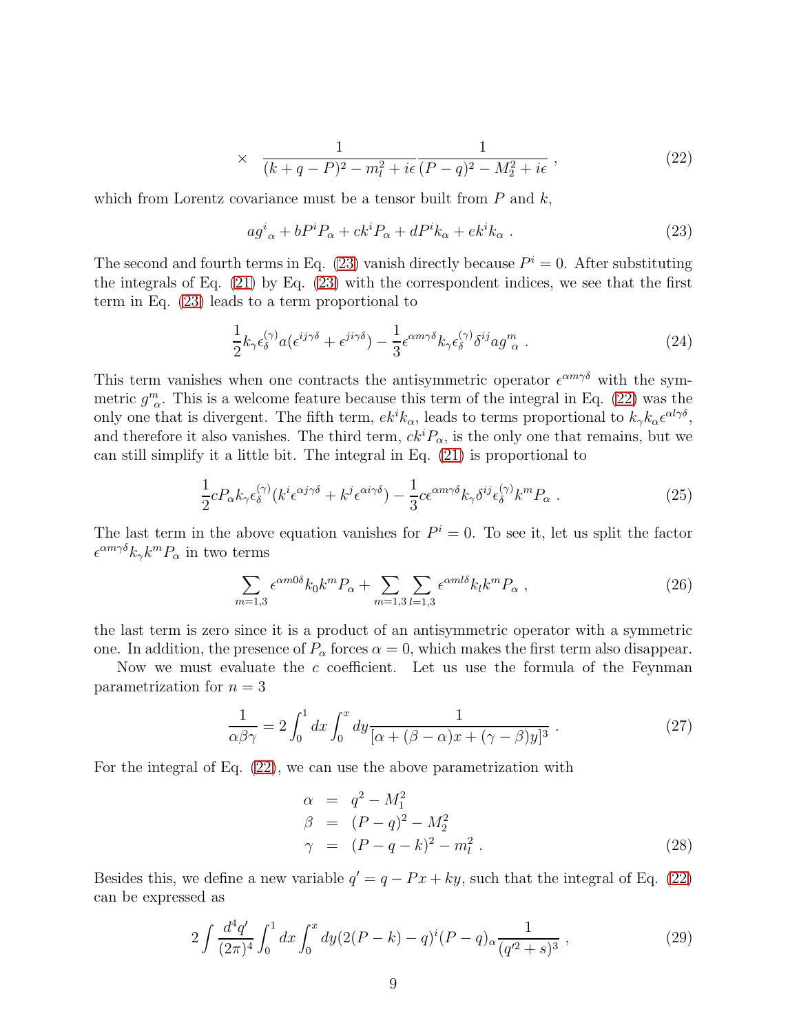$$\times \quad \frac{1}{(k+q-P)^2 - m_l^2 + i\epsilon} \frac{1}{(P-q)^2 - M_2^2 + i\epsilon} \,, \tag{22}$$

which from Lorentz covariance must be a tensor built from $P$ and $k$,

$$a g^i{}_\alpha + b P^i P_\alpha + c k^i P_\alpha + d P^i k_\alpha + e k^i k_\alpha \,. \tag{23}$$

The second and fourth terms in Eq. (23) vanish directly because $P^i = 0$. After substituting the integrals of Eq. (21) by Eq. (23) with the correspondent indices, we see that the first term in Eq. (23) leads to a term proportional to

$$\frac{1}{2} k_\gamma \epsilon^{(\gamma)}_\delta a (\epsilon^{ij\gamma\delta} + \epsilon^{ji\gamma\delta}) - \frac{1}{3} \epsilon^{\alpha m\gamma\delta} k_\gamma \epsilon^{(\gamma)}_\delta \delta^{ij} a g^m{}_\alpha \,. \tag{24}$$

This term vanishes when one contracts the antisymmetric operator $\epsilon^{\alpha m\gamma\delta}$ with the symmetric $g^m_{\ \alpha}$. This is a welcome feature because this term of the integral in Eq. (22) was the only one that is divergent. The fifth term, $ek^i k_\alpha$, leads to terms proportional to $k_\gamma k_\alpha \epsilon^{\alpha l\gamma\delta}$, and therefore it also vanishes. The third term, $ck^i P_\alpha$, is the only one that remains, but we can still simplify it a little bit. The integral in Eq. (21) is proportional to

$$\frac{1}{2} c P_\alpha k_\gamma \epsilon^{(\gamma)}_\delta (k^i \epsilon^{\alpha j\gamma\delta} + k^j \epsilon^{\alpha i\gamma\delta}) - \frac{1}{3} c \epsilon^{\alpha m\gamma\delta} k_\gamma \delta^{ij} \epsilon^{(\gamma)}_\delta k^m P_\alpha \,. \tag{25}$$

The last term in the above equation vanishes for $P^i = 0$. To see it, let us split the factor $\epsilon^{\alpha m\gamma\delta} k_\gamma k^m P_\alpha$ in two terms

$$\sum_{m=1,3} \epsilon^{\alpha m0\delta} k_0 k^m P_\alpha + \sum_{m=1,3} \sum_{l=1,3} \epsilon^{\alpha ml\delta} k_l k^m P_\alpha \,, \tag{26}$$

the last term is zero since it is a product of an antisymmetric operator with a symmetric one. In addition, the presence of $P_\alpha$ forces $\alpha = 0$, which makes the first term also disappear.

Now we must evaluate the $c$ coefficient. Let us use the formula of the Feynman parametrization for $n = 3$

$$\frac{1}{\alpha\beta\gamma} = 2 \int_0^1 dx \int_0^x dy \frac{1}{[\alpha + (\beta - \alpha)x + (\gamma - \beta)y]^3} \,. \tag{27}$$

For the integral of Eq. (22), we can use the above parametrization with

$$\begin{aligned} \alpha &= q^2 - M_1^2 \\ \beta &= (P-q)^2 - M_2^2 \\ \gamma &= (P-q-k)^2 - m_l^2 \,. \end{aligned} \tag{28}$$

Besides this, we define a new variable $q' = q - Px + ky$, such that the integral of Eq. (22) can be expressed as

$$2 \int \frac{d^4 q'}{(2\pi)^4} \int_0^1 dx \int_0^x dy (2(P-k) - q)^i (P-q)_\alpha \frac{1}{(q'^2 + s)^3} \,, \tag{29}$$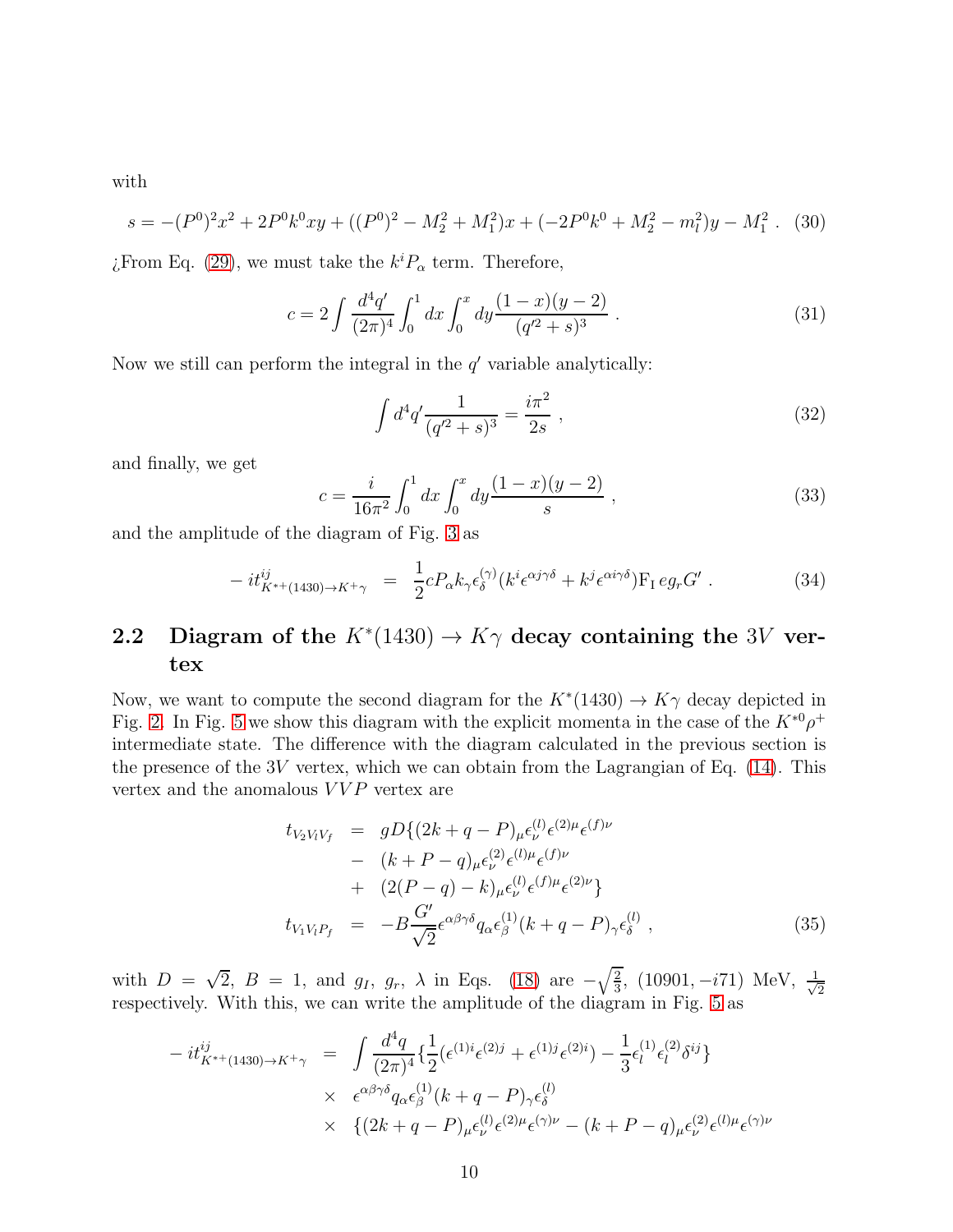with

$$s = -(P^0)^2x^2 + 2P^0k^0xy + ((P^0)^2 - M_2^2 + M_1^2)x + (-2P^0k^0 + M_2^2 - m_l^2)y - M_1^2 \ . \quad (30)$$

¿From Eq. (29), we must take the $k^iP_\alpha$ term. Therefore,

$$c = 2\int \frac{d^4q'}{(2\pi)^4}\int_0^1 dx \int_0^x dy \frac{(1-x)(y-2)}{(q'^2+s)^3} \ . \quad (31)$$

Now we still can perform the integral in the $q'$ variable analytically:

$$\int d^4q' \frac{1}{(q'^2+s)^3} = \frac{i\pi^2}{2s} \ , \quad (32)$$

and finally, we get

$$c = \frac{i}{16\pi^2}\int_0^1 dx \int_0^x dy \frac{(1-x)(y-2)}{s} \ , \quad (33)$$

and the amplitude of the diagram of Fig. 3 as

$$-it^{ij}_{K^{*+}(1430)\to K^+\gamma} = \frac{1}{2}cP_\alpha k_\gamma \epsilon^{(\gamma)}_\delta (k^i\epsilon^{\alpha j\gamma\delta} + k^j\epsilon^{\alpha i\gamma\delta})\mathrm{F_I}\, eg_r G' \ . \quad (34)$$

## 2.2 Diagram of the $K^*(1430) \to K\gamma$ decay containing the $3V$ vertex

Now, we want to compute the second diagram for the $K^*(1430) \to K\gamma$ decay depicted in Fig. 2. In Fig. 5 we show this diagram with the explicit momenta in the case of the $K^{*0}\rho^+$ intermediate state. The difference with the diagram calculated in the previous section is the presence of the $3V$ vertex, which we can obtain from the Lagrangian of Eq. (14). This vertex and the anomalous $VVP$ vertex are

$$\begin{aligned}
t_{V_2V_lV_f} &= gD\{(2k+q-P)_\mu \epsilon^{(l)}_\nu \epsilon^{(2)\mu}\epsilon^{(f)\nu} \\
&- (k+P-q)_\mu \epsilon^{(2)}_\nu \epsilon^{(l)\mu}\epsilon^{(f)\nu} \\
&+ (2(P-q)-k)_\mu \epsilon^{(l)}_\nu \epsilon^{(f)\mu}\epsilon^{(2)\nu}\} \\
t_{V_1V_lP_f} &= -B\frac{G'}{\sqrt{2}}\epsilon^{\alpha\beta\gamma\delta}q_\alpha \epsilon^{(1)}_\beta (k+q-P)_\gamma \epsilon^{(l)}_\delta \ ,
\end{aligned} \quad (35)$$

with $D = \sqrt{2}$, $B = 1$, and $g_I$, $g_r$, $\lambda$ in Eqs. (18) are $-\sqrt{\frac{2}{3}}$, $(10901, -i71)$ MeV, $\frac{1}{\sqrt{2}}$ respectively. With this, we can write the amplitude of the diagram in Fig. 5 as

$$\begin{aligned}
-it^{ij}_{K^{*+}(1430)\to K^+\gamma} &= \int \frac{d^4q}{(2\pi)^4}\{\frac{1}{2}(\epsilon^{(1)i}\epsilon^{(2)j} + \epsilon^{(1)j}\epsilon^{(2)i}) - \frac{1}{3}\epsilon^{(1)}_l\epsilon^{(2)}_l\delta^{ij}\} \\
&\times \epsilon^{\alpha\beta\gamma\delta}q_\alpha\epsilon^{(1)}_\beta(k+q-P)_\gamma\epsilon^{(l)}_\delta \\
&\times \{(2k+q-P)_\mu\epsilon^{(l)}_\nu\epsilon^{(2)\mu}\epsilon^{(\gamma)\nu} - (k+P-q)_\mu\epsilon^{(2)}_\nu\epsilon^{(l)\mu}\epsilon^{(\gamma)\nu}
\end{aligned}$$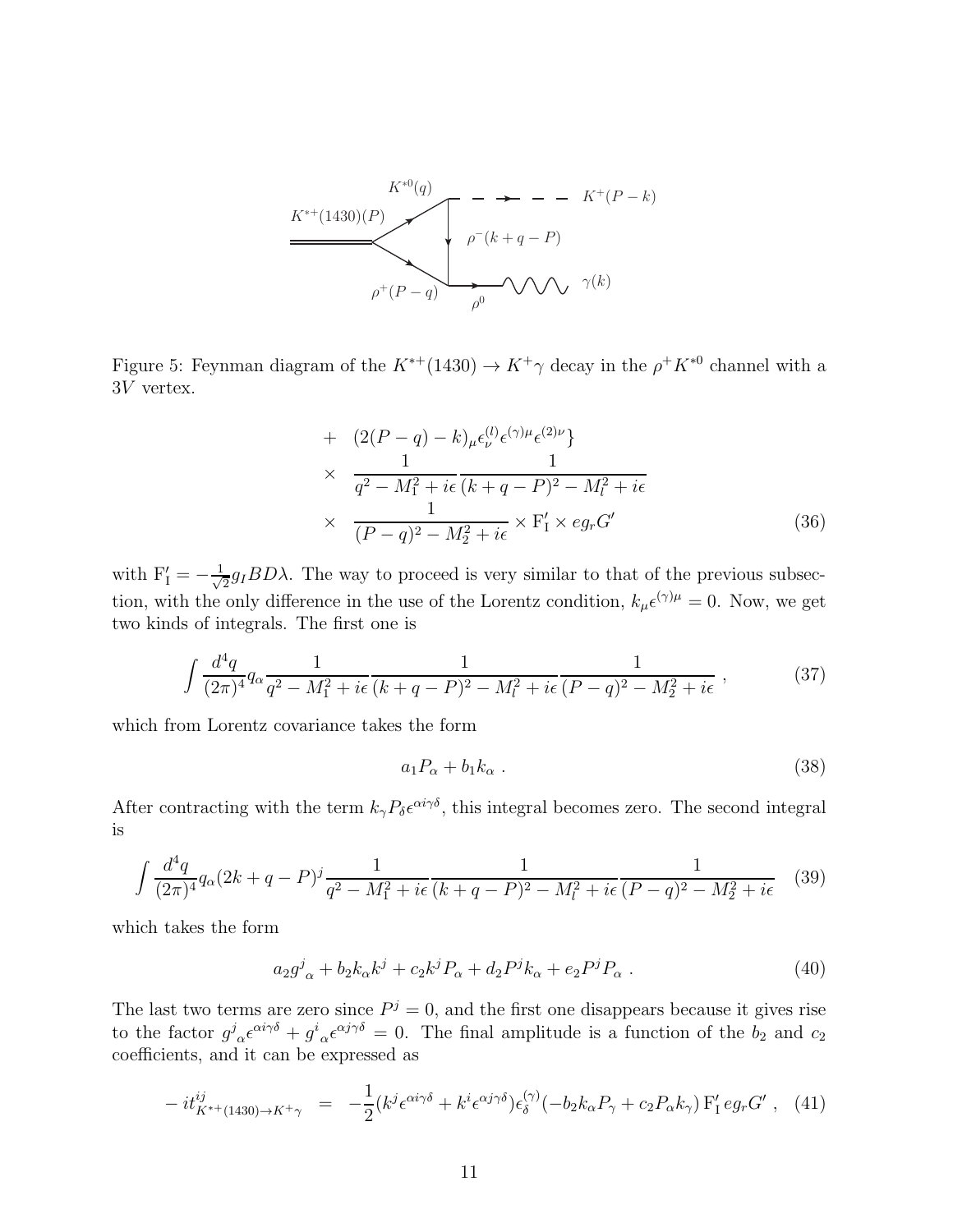Figure 5: Feynman diagram of the $K^{*+}(1430) \to K^+\gamma$ decay in the $\rho^+ K^{*0}$ channel with a $3V$ vertex.

$$
\begin{aligned}
&+ \quad (2(P-q)-k)_\mu \epsilon^{(l)}_\nu \epsilon^{(\gamma)\mu} \epsilon^{(2)\nu} \} \\
&\times \quad \frac{1}{q^2 - M_1^2 + i\epsilon} \frac{1}{(k+q-P)^2 - M_l^2 + i\epsilon} \\
&\times \quad \frac{1}{(P-q)^2 - M_2^2 + i\epsilon} \times \mathrm{F}'_\mathrm{I} \times e g_r G'
\end{aligned} \tag{36}
$$

with $\mathrm{F}'_\mathrm{I} = -\frac{1}{\sqrt{2}} g_I BD\lambda$. The way to proceed is very similar to that of the previous subsection, with the only difference in the use of the Lorentz condition, $k_\mu \epsilon^{(\gamma)\mu} = 0$. Now, we get two kinds of integrals. The first one is

$$
\int \frac{d^4q}{(2\pi)^4} q_\alpha \frac{1}{q^2 - M_1^2 + i\epsilon} \frac{1}{(k+q-P)^2 - M_l^2 + i\epsilon} \frac{1}{(P-q)^2 - M_2^2 + i\epsilon} \,, \tag{37}
$$

which from Lorentz covariance takes the form

$$
a_1 P_\alpha + b_1 k_\alpha \,. \tag{38}
$$

After contracting with the term $k_\gamma P_\delta \epsilon^{\alpha i \gamma \delta}$, this integral becomes zero. The second integral is

$$
\int \frac{d^4q}{(2\pi)^4} q_\alpha (2k+q-P)^j \frac{1}{q^2 - M_1^2 + i\epsilon} \frac{1}{(k+q-P)^2 - M_l^2 + i\epsilon} \frac{1}{(P-q)^2 - M_2^2 + i\epsilon} \tag{39}
$$

which takes the form

$$
a_2 g^j{}_\alpha + b_2 k_\alpha k^j + c_2 k^j P_\alpha + d_2 P^j k_\alpha + e_2 P^j P_\alpha \,. \tag{40}
$$

The last two terms are zero since $P^j = 0$, and the first one disappears because it gives rise to the factor $g^j{}_\alpha \epsilon^{\alpha i \gamma \delta} + g^i{}_\alpha \epsilon^{\alpha j \gamma \delta} = 0$. The final amplitude is a function of the $b_2$ and $c_2$ coefficients, and it can be expressed as

$$
-it^{ij}_{K^{*+}(1430) \to K^+\gamma} = -\frac{1}{2}(k^j \epsilon^{\alpha i \gamma \delta} + k^i \epsilon^{\alpha j \gamma \delta}) \epsilon^{(\gamma)}_\delta (-b_2 k_\alpha P_\gamma + c_2 P_\alpha k_\gamma) \, \mathrm{F}'_\mathrm{I} \, e g_r G' \,, \tag{41}
$$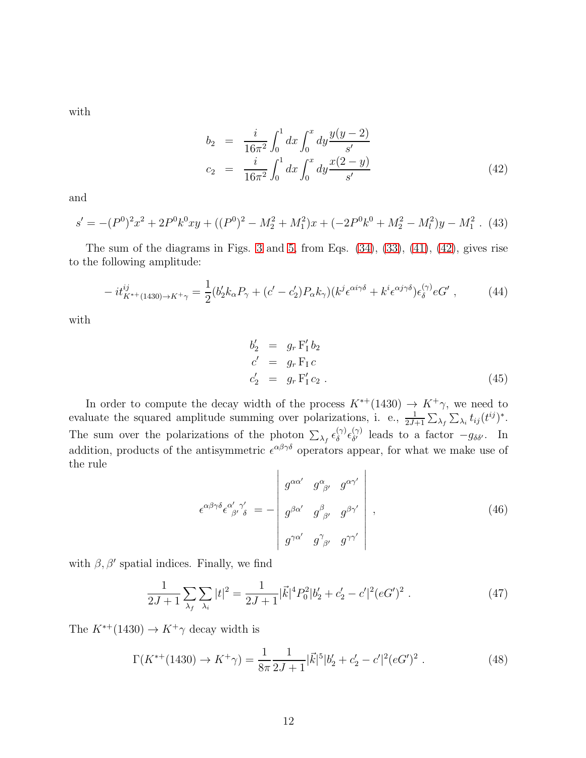with

$$
\begin{aligned}
b_2 &= \frac{i}{16\pi^2}\int_0^1 dx \int_0^x dy \frac{y(y-2)}{s'} \\
c_2 &= \frac{i}{16\pi^2}\int_0^1 dx \int_0^x dy \frac{x(2-y)}{s'}
\end{aligned} \tag{42}
$$

and

$$
s' = -(P^0)^2 x^2 + 2P^0 k^0 xy + ((P^0)^2 - M_2^2 + M_1^2)x + (-2P^0 k^0 + M_2^2 - M_l^2)y - M_1^2 \ . \tag{43}
$$

The sum of the diagrams in Figs. 3 and 5, from Eqs. (34), (33), (41), (42), gives rise to the following amplitude:

$$
-it^{ij}_{K^{*+}(1430)\to K^+\gamma} = \frac{1}{2}(b_2' k_\alpha P_\gamma + (c' - c_2')P_\alpha k_\gamma)(k^j \epsilon^{\alpha i \gamma \delta} + k^i \epsilon^{\alpha j \gamma \delta})\epsilon^{(\gamma)}_\delta e G' \ , \tag{44}
$$

with

$$
\begin{aligned}
b_2' &= g_r \, \mathrm{F}_\mathrm{I}' \, b_2 \\
c' &= g_r \, \mathrm{F}_\mathrm{I} \, c \\
c_2' &= g_r \, \mathrm{F}_\mathrm{I}' \, c_2 \ .
\end{aligned} \tag{45}
$$

In order to compute the decay width of the process $K^{*+}(1430) \to K^+\gamma$, we need to evaluate the squared amplitude summing over polarizations, i. e., $\frac{1}{2J+1}\sum_{\lambda_f}\sum_{\lambda_i} t_{ij}(t^{ij})^*$. The sum over the polarizations of the photon $\sum_{\lambda_f} \epsilon^{(\gamma)}_\delta \epsilon^{(\gamma)}_{\delta'}$ leads to a factor $-g_{\delta\delta'}$. In addition, products of the antisymmetric $\epsilon^{\alpha\beta\gamma\delta}$ operators appear, for what we make use of the rule

$$
\epsilon^{\alpha\beta\gamma\delta}\epsilon^{\alpha'}{}_{\beta'}{}^{\gamma'}{}_{\delta} = - \begin{vmatrix} g^{\alpha\alpha'} & g^{\alpha}{}_{\beta'} & g^{\alpha\gamma'} \\ g^{\beta\alpha'} & g^{\beta}{}_{\beta'} & g^{\beta\gamma'} \\ g^{\gamma\alpha'} & g^{\gamma}{}_{\beta'} & g^{\gamma\gamma'} \end{vmatrix} \ , \tag{46}
$$

with $\beta, \beta'$ spatial indices. Finally, we find

$$
\frac{1}{2J+1}\sum_{\lambda_f}\sum_{\lambda_i}|t|^2 = \frac{1}{2J+1}|\vec{k}|^4 P_0^2 |b_2' + c_2' - c'|^2 (eG')^2 \ . \tag{47}
$$

The $K^{*+}(1430) \to K^+\gamma$ decay width is

$$
\Gamma(K^{*+}(1430) \to K^+\gamma) = \frac{1}{8\pi}\frac{1}{2J+1}|\vec{k}|^5 |b_2' + c_2' - c'|^2 (eG')^2 \ . \tag{48}
$$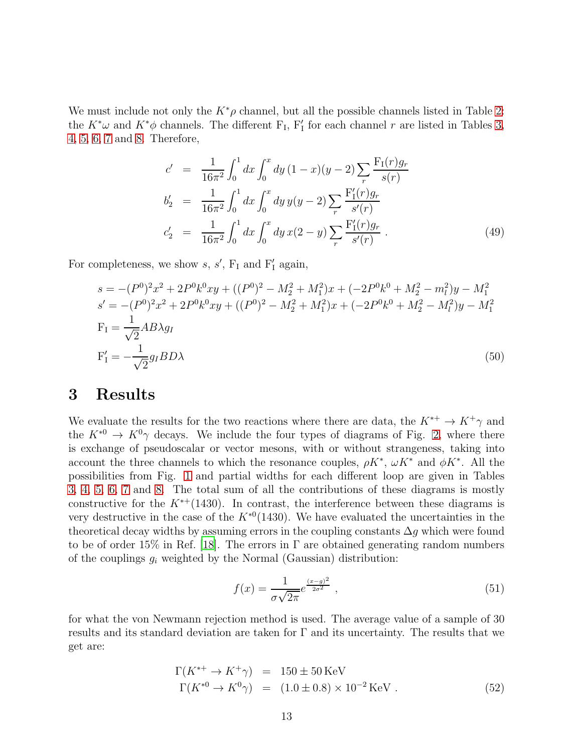We must include not only the $K^*\rho$ channel, but all the possible channels listed in Table 2: the $K^*\omega$ and $K^*\phi$ channels. The different $\mathrm{F_I}$, $\mathrm{F'_I}$ for each channel $r$ are listed in Tables 3, 4, 5, 6, 7 and 8. Therefore,

$$
\begin{aligned}
c' &= \frac{1}{16\pi^2}\int_0^1 dx \int_0^x dy\,(1-x)(y-2)\sum_r \frac{\mathrm{F_I}(r) g_r}{s(r)} \\
b'_2 &= \frac{1}{16\pi^2}\int_0^1 dx \int_0^x dy\,y(y-2)\sum_r \frac{\mathrm{F'_I}(r) g_r}{s'(r)} \\
c'_2 &= \frac{1}{16\pi^2}\int_0^1 dx \int_0^x dy\,x(2-y)\sum_r \frac{\mathrm{F'_I}(r) g_r}{s'(r)}\ .
\end{aligned}
\tag{49}
$$

For completeness, we show $s$, $s'$, $\mathrm{F_I}$ and $\mathrm{F'_I}$ again,

$$
\begin{aligned}
&s = -(P^0)^2x^2 + 2P^0k^0xy + ((P^0)^2 - M_2^2 + M_1^2)x + (-2P^0k^0 + M_2^2 - m_l^2)y - M_1^2 \\
&s' = -(P^0)^2x^2 + 2P^0k^0xy + ((P^0)^2 - M_2^2 + M_1^2)x + (-2P^0k^0 + M_2^2 - M_l^2)y - M_1^2 \\
&\mathrm{F_I} = \frac{1}{\sqrt{2}}AB\lambda g_I \\
&\mathrm{F'_I} = -\frac{1}{\sqrt{2}}g_I BD\lambda
\end{aligned}
\tag{50}
$$

# 3 Results

We evaluate the results for the two reactions where there are data, the $K^{*+} \to K^+\gamma$ and the $K^{*0} \to K^0\gamma$ decays. We include the four types of diagrams of Fig. 2, where there is exchange of pseudoscalar or vector mesons, with or without strangeness, taking into account the three channels to which the resonance couples, $\rho K^*$, $\omega K^*$ and $\phi K^*$. All the possibilities from Fig. 1 and partial widths for each different loop are given in Tables 3, 4, 5, 6, 7 and 8. The total sum of all the contributions of these diagrams is mostly constructive for the $K^{*+}(1430)$. In contrast, the interference between these diagrams is very destructive in the case of the $K^{*0}(1430)$. We have evaluated the uncertainties in the theoretical decay widths by assuming errors in the coupling constants $\Delta g$ which were found to be of order 15% in Ref. [18]. The errors in $\Gamma$ are obtained generating random numbers of the couplings $g_i$ weighted by the Normal (Gaussian) distribution:

$$
f(x) = \frac{1}{\sigma\sqrt{2\pi}} e^{\frac{(x-g)^2}{2\sigma^2}}\ ,
\tag{51}
$$

for what the von Newmann rejection method is used. The average value of a sample of 30 results and its standard deviation are taken for $\Gamma$ and its uncertainty. The results that we get are:

$$
\begin{aligned}
\Gamma(K^{*+} \to K^+\gamma) &= 150 \pm 50\,\mathrm{KeV} \\
\Gamma(K^{*0} \to K^0\gamma) &= (1.0 \pm 0.8) \times 10^{-2}\,\mathrm{KeV}\ .
\end{aligned}
\tag{52}
$$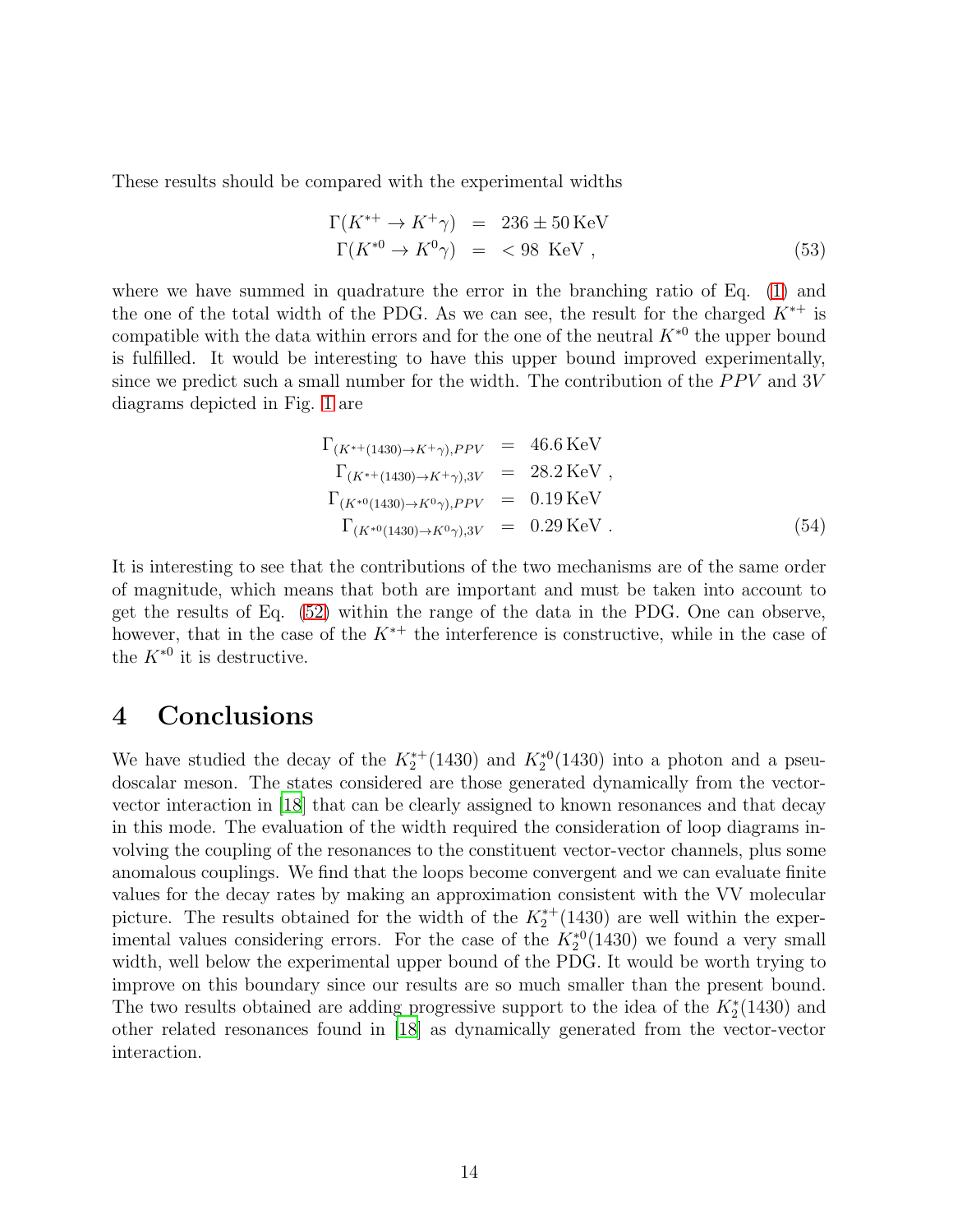These results should be compared with the experimental widths

$$
\begin{aligned}
\Gamma(K^{*+} \to K^+\gamma) &= 236 \pm 50\,\mathrm{KeV} \\
\Gamma(K^{*0} \to K^0\gamma) &= < 98 \;\; \mathrm{KeV}\;,
\end{aligned}
\tag{53}
$$

where we have summed in quadrature the error in the branching ratio of Eq. (1) and the one of the total width of the PDG. As we can see, the result for the charged $K^{*+}$ is compatible with the data within errors and for the one of the neutral $K^{*0}$ the upper bound is fulfilled. It would be interesting to have this upper bound improved experimentally, since we predict such a small number for the width. The contribution of the $PPV$ and $3V$ diagrams depicted in Fig. 1 are

$$
\begin{aligned}
\Gamma_{(K^{*+}(1430)\to K^+\gamma),PPV} &= 46.6\,\mathrm{KeV} \\
\Gamma_{(K^{*+}(1430)\to K^+\gamma),3V} &= 28.2\,\mathrm{KeV}\;, \\
\Gamma_{(K^{*0}(1430)\to K^0\gamma),PPV} &= 0.19\,\mathrm{KeV} \\
\Gamma_{(K^{*0}(1430)\to K^0\gamma),3V} &= 0.29\,\mathrm{KeV}\;.
\end{aligned}
\tag{54}
$$

It is interesting to see that the contributions of the two mechanisms are of the same order of magnitude, which means that both are important and must be taken into account to get the results of Eq. (52) within the range of the data in the PDG. One can observe, however, that in the case of the $K^{*+}$ the interference is constructive, while in the case of the $K^{*0}$ it is destructive.

# 4 Conclusions

We have studied the decay of the $K_2^{*+}(1430)$ and $K_2^{*0}(1430)$ into a photon and a pseudoscalar meson. The states considered are those generated dynamically from the vector-vector interaction in [18] that can be clearly assigned to known resonances and that decay in this mode. The evaluation of the width required the consideration of loop diagrams involving the coupling of the resonances to the constituent vector-vector channels, plus some anomalous couplings. We find that the loops become convergent and we can evaluate finite values for the decay rates by making an approximation consistent with the VV molecular picture. The results obtained for the width of the $K_2^{*+}(1430)$ are well within the experimental values considering errors. For the case of the $K_2^{*0}(1430)$ we found a very small width, well below the experimental upper bound of the PDG. It would be worth trying to improve on this boundary since our results are so much smaller than the present bound. The two results obtained are adding progressive support to the idea of the $K_2^*(1430)$ and other related resonances found in [18] as dynamically generated from the vector-vector interaction.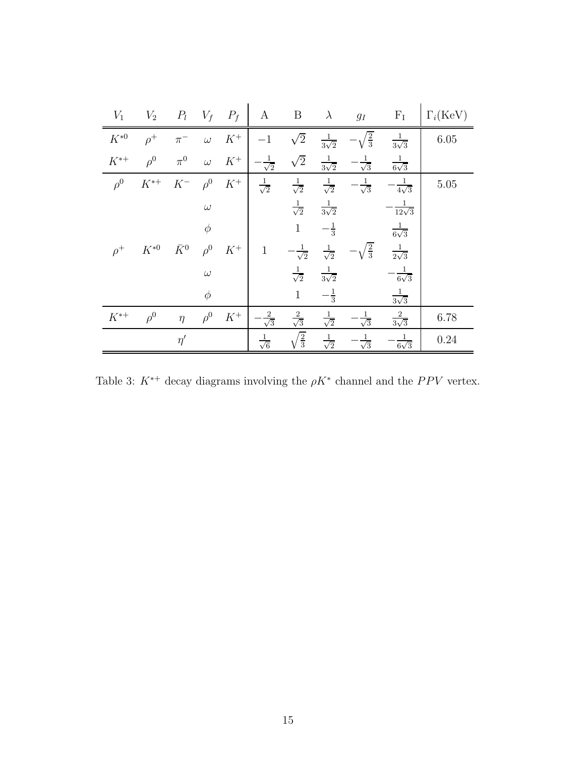| $V_1$ | $V_2$ | $P_l$ | $V_f$ | $P_f$ | A | B | $\lambda$ | $g_I$ | $\mathrm{F_I}$ | $\Gamma_i(\mathrm{KeV})$ |
|---|---|---|---|---|---|---|---|---|---|---|
| $K^{*0}$ | $\rho^+$ | $\pi^-$ | $\omega$ | $K^+$ | $-1$ | $\sqrt{2}$ | $\frac{1}{3\sqrt{2}}$ | $-\sqrt{\frac{2}{3}}$ | $\frac{1}{3\sqrt{3}}$ | 6.05 |
| $K^{*+}$ | $\rho^0$ | $\pi^0$ | $\omega$ | $K^+$ | $-\frac{1}{\sqrt{2}}$ | $\sqrt{2}$ | $\frac{1}{3\sqrt{2}}$ | $-\frac{1}{\sqrt{3}}$ | $\frac{1}{6\sqrt{3}}$ | |
| $\rho^0$ | $K^{*+}$ | $K^-$ | $\rho^0$ | $K^+$ | $\frac{1}{\sqrt{2}}$ | $\frac{1}{\sqrt{2}}$ | $\frac{1}{\sqrt{2}}$ | $-\frac{1}{\sqrt{3}}$ | $-\frac{1}{4\sqrt{3}}$ | 5.05 |
| | | | $\omega$ | | | $\frac{1}{\sqrt{2}}$ | $\frac{1}{3\sqrt{2}}$ | | $-\frac{1}{12\sqrt{3}}$ | |
| | | | $\phi$ | | | $1$ | $-\frac{1}{3}$ | | $\frac{1}{6\sqrt{3}}$ | |
| $\rho^+$ | $K^{*0}$ | $\bar{K}^0$ | $\rho^0$ | $K^+$ | $1$ | $-\frac{1}{\sqrt{2}}$ | $\frac{1}{\sqrt{2}}$ | $-\sqrt{\frac{2}{3}}$ | $\frac{1}{2\sqrt{3}}$ | |
| | | | $\omega$ | | | $\frac{1}{\sqrt{2}}$ | $\frac{1}{3\sqrt{2}}$ | | $-\frac{1}{6\sqrt{3}}$ | |
| | | | $\phi$ | | | $1$ | $-\frac{1}{3}$ | | $\frac{1}{3\sqrt{3}}$ | |
| $K^{*+}$ | $\rho^0$ | $\eta$ | $\rho^0$ | $K^+$ | $-\frac{2}{\sqrt{3}}$ | $\frac{2}{\sqrt{3}}$ | $\frac{1}{\sqrt{2}}$ | $-\frac{1}{\sqrt{3}}$ | $\frac{2}{3\sqrt{3}}$ | 6.78 |
| | | $\eta'$ | | | $\frac{1}{\sqrt{6}}$ | $\sqrt{\frac{2}{3}}$ | $\frac{1}{\sqrt{2}}$ | $-\frac{1}{\sqrt{3}}$ | $-\frac{1}{6\sqrt{3}}$ | 0.24 |

Table 3: $K^{*+}$ decay diagrams involving the $\rho K^*$ channel and the $PPV$ vertex.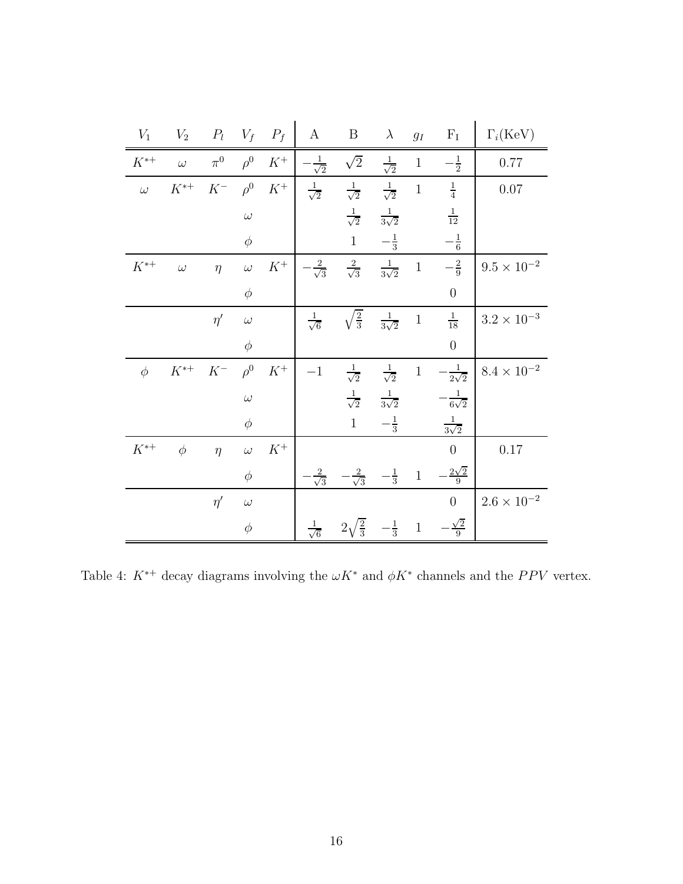| $V_1$ | $V_2$ | $P_l$ | $V_f$ | $P_f$ | A | B | $\lambda$ | $g_I$ | $\mathrm{F_I}$ | $\Gamma_i$(KeV) |
|---|---|---|---|---|---|---|---|---|---|---|
| $K^{*+}$ | $\omega$ | $\pi^0$ | $\rho^0$ | $K^+$ | $-\frac{1}{\sqrt{2}}$ | $\sqrt{2}$ | $\frac{1}{\sqrt{2}}$ | 1 | $-\frac{1}{2}$ | 0.77 |
| $\omega$ | $K^{*+}$ | $K^-$ | $\rho^0$ | $K^+$ | $\frac{1}{\sqrt{2}}$ | $\frac{1}{\sqrt{2}}$ | $\frac{1}{\sqrt{2}}$ | 1 | $\frac{1}{4}$ | 0.07 |
| | | | $\omega$ | | | $\frac{1}{\sqrt{2}}$ | $\frac{1}{3\sqrt{2}}$ | | $\frac{1}{12}$ | |
| | | | $\phi$ | | | 1 | $-\frac{1}{3}$ | | $-\frac{1}{6}$ | |
| $K^{*+}$ | $\omega$ | $\eta$ | $\omega$ | $K^+$ | $-\frac{2}{\sqrt{3}}$ | $\frac{2}{\sqrt{3}}$ | $\frac{1}{3\sqrt{2}}$ | 1 | $-\frac{2}{9}$ | $9.5 \times 10^{-2}$ |
| | | | $\phi$ | | | | | | 0 | |
| | | $\eta'$ | $\omega$ | | $\frac{1}{\sqrt{6}}$ | $\sqrt{\frac{2}{3}}$ | $\frac{1}{3\sqrt{2}}$ | 1 | $\frac{1}{18}$ | $3.2 \times 10^{-3}$ |
| | | | $\phi$ | | | | | | 0 | |
| $\phi$ | $K^{*+}$ | $K^-$ | $\rho^0$ | $K^+$ | $-1$ | $\frac{1}{\sqrt{2}}$ | $\frac{1}{\sqrt{2}}$ | 1 | $-\frac{1}{2\sqrt{2}}$ | $8.4 \times 10^{-2}$ |
| | | | $\omega$ | | | $\frac{1}{\sqrt{2}}$ | $\frac{1}{3\sqrt{2}}$ | | $-\frac{1}{6\sqrt{2}}$ | |
| | | | $\phi$ | | | 1 | $-\frac{1}{3}$ | | $\frac{1}{3\sqrt{2}}$ | |
| $K^{*+}$ | $\phi$ | $\eta$ | $\omega$ | $K^+$ | | | | | 0 | 0.17 |
| | | | $\phi$ | | $-\frac{2}{\sqrt{3}}$ | $-\frac{2}{\sqrt{3}}$ | $-\frac{1}{3}$ | 1 | $-\frac{2\sqrt{2}}{9}$ | |
| | | $\eta'$ | $\omega$ | | | | | | 0 | $2.6 \times 10^{-2}$ |
| | | | $\phi$ | | $\frac{1}{\sqrt{6}}$ | $2\sqrt{\frac{2}{3}}$ | $-\frac{1}{3}$ | 1 | $-\frac{\sqrt{2}}{9}$ | |

Table 4: $K^{*+}$ decay diagrams involving the $\omega K^*$ and $\phi K^*$ channels and the $PPV$ vertex.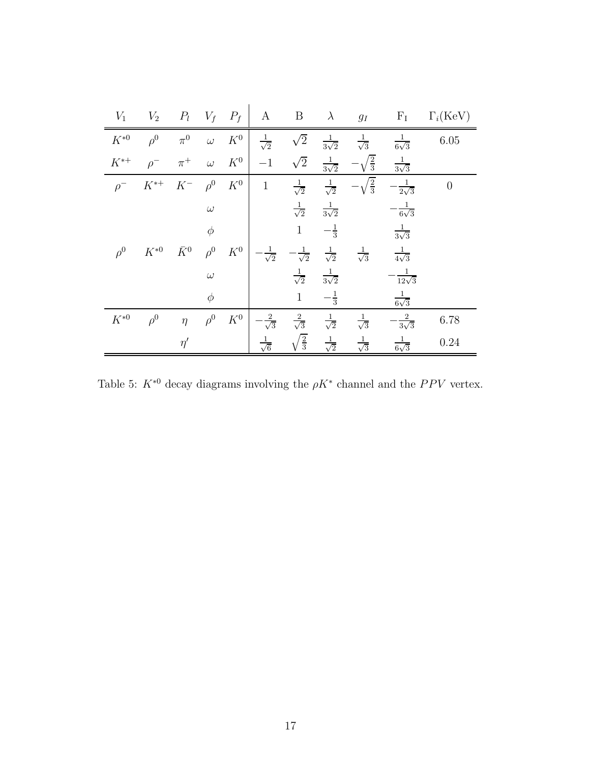| $V_1$ | $V_2$ | $P_l$ | $V_f$ | $P_f$ | A | B | $\lambda$ | $g_I$ | $\mathrm{F_I}$ | $\Gamma_i$(KeV) |
|---|---|---|---|---|---|---|---|---|---|---|
| $K^{*0}$ | $\rho^0$ | $\pi^0$ | $\omega$ | $K^0$ | $\frac{1}{\sqrt{2}}$ | $\sqrt{2}$ | $\frac{1}{3\sqrt{2}}$ | $\frac{1}{\sqrt{3}}$ | $\frac{1}{6\sqrt{3}}$ | 6.05 |
| $K^{*+}$ | $\rho^-$ | $\pi^+$ | $\omega$ | $K^0$ | $-1$ | $\sqrt{2}$ | $\frac{1}{3\sqrt{2}}$ | $-\sqrt{\frac{2}{3}}$ | $\frac{1}{3\sqrt{3}}$ | |
| $\rho^-$ | $K^{*+}$ | $K^-$ | $\rho^0$ | $K^0$ | 1 | $\frac{1}{\sqrt{2}}$ | $\frac{1}{\sqrt{2}}$ | $-\sqrt{\frac{2}{3}}$ | $-\frac{1}{2\sqrt{3}}$ | 0 |
| | | | $\omega$ | | | $\frac{1}{\sqrt{2}}$ | $\frac{1}{3\sqrt{2}}$ | | $-\frac{1}{6\sqrt{3}}$ | |
| | | | $\phi$ | | | 1 | $-\frac{1}{3}$ | | $\frac{1}{3\sqrt{3}}$ | |
| $\rho^0$ | $K^{*0}$ | $\bar{K}^0$ | $\rho^0$ | $K^0$ | $-\frac{1}{\sqrt{2}}$ | $-\frac{1}{\sqrt{2}}$ | $\frac{1}{\sqrt{2}}$ | $\frac{1}{\sqrt{3}}$ | $\frac{1}{4\sqrt{3}}$ | |
| | | | $\omega$ | | | $\frac{1}{\sqrt{2}}$ | $\frac{1}{3\sqrt{2}}$ | | $-\frac{1}{12\sqrt{3}}$ | |
| | | | $\phi$ | | | 1 | $-\frac{1}{3}$ | | $\frac{1}{6\sqrt{3}}$ | |
| $K^{*0}$ | $\rho^0$ | $\eta$ | $\rho^0$ | $K^0$ | $-\frac{2}{\sqrt{3}}$ | $\frac{2}{\sqrt{3}}$ | $\frac{1}{\sqrt{2}}$ | $\frac{1}{\sqrt{3}}$ | $-\frac{2}{3\sqrt{3}}$ | 6.78 |
| | | $\eta'$ | | | $\frac{1}{\sqrt{6}}$ | $\sqrt{\frac{2}{3}}$ | $\frac{1}{\sqrt{2}}$ | $\frac{1}{\sqrt{3}}$ | $\frac{1}{6\sqrt{3}}$ | 0.24 |

Table 5: $K^{*0}$ decay diagrams involving the $\rho K^*$ channel and the $PPV$ vertex.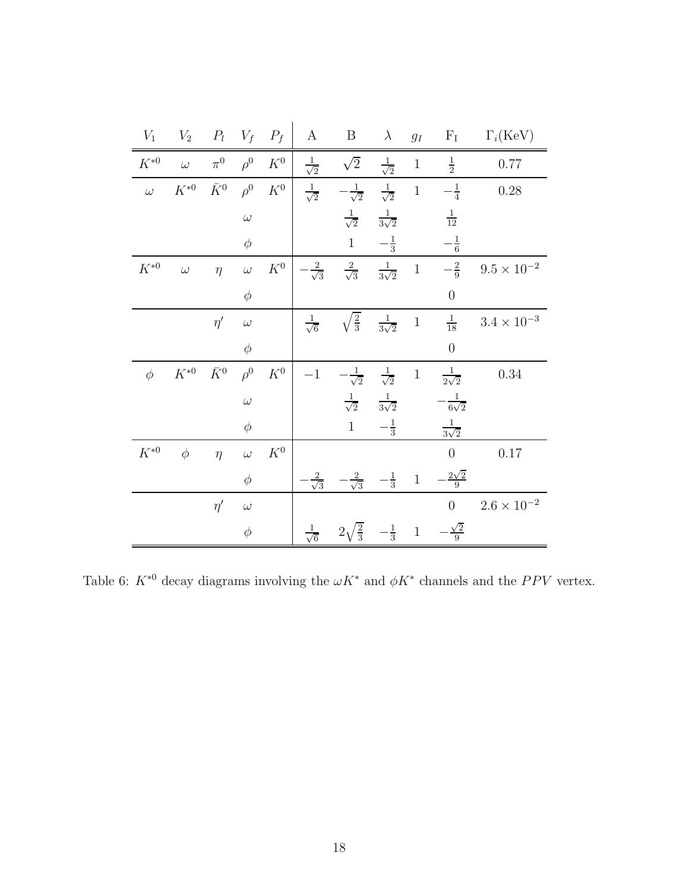| $V_1$ | $V_2$ | $P_l$ | $V_f$ | $P_f$ | A | B | $\lambda$ | $g_I$ | $\mathrm{F_I}$ | $\Gamma_i$(KeV) |
|---|---|---|---|---|---|---|---|---|---|---|
| $K^{*0}$ | $\omega$ | $\pi^0$ | $\rho^0$ | $K^0$ | $\frac{1}{\sqrt{2}}$ | $\sqrt{2}$ | $\frac{1}{\sqrt{2}}$ | 1 | $\frac{1}{2}$ | 0.77 |
| $\omega$ | $K^{*0}$ | $\bar{K}^0$ | $\rho^0$ | $K^0$ | $\frac{1}{\sqrt{2}}$ | $-\frac{1}{\sqrt{2}}$ | $\frac{1}{\sqrt{2}}$ | 1 | $-\frac{1}{4}$ | 0.28 |
| | | | $\omega$ | | | $\frac{1}{\sqrt{2}}$ | $\frac{1}{3\sqrt{2}}$ | | $\frac{1}{12}$ | |
| | | | $\phi$ | | | 1 | $-\frac{1}{3}$ | | $-\frac{1}{6}$ | |
| $K^{*0}$ | $\omega$ | $\eta$ | $\omega$ | $K^0$ | $-\frac{2}{\sqrt{3}}$ | $\frac{2}{\sqrt{3}}$ | $\frac{1}{3\sqrt{2}}$ | 1 | $-\frac{2}{9}$ | $9.5 \times 10^{-2}$ |
| | | | $\phi$ | | | | | | 0 | |
| | | $\eta'$ | $\omega$ | | $\frac{1}{\sqrt{6}}$ | $\sqrt{\frac{2}{3}}$ | $\frac{1}{3\sqrt{2}}$ | 1 | $\frac{1}{18}$ | $3.4 \times 10^{-3}$ |
| | | | $\phi$ | | | | | | 0 | |
| $\phi$ | $K^{*0}$ | $\bar{K}^0$ | $\rho^0$ | $K^0$ | $-1$ | $-\frac{1}{\sqrt{2}}$ | $\frac{1}{\sqrt{2}}$ | 1 | $\frac{1}{2\sqrt{2}}$ | 0.34 |
| | | | $\omega$ | | | $\frac{1}{\sqrt{2}}$ | $\frac{1}{3\sqrt{2}}$ | | $-\frac{1}{6\sqrt{2}}$ | |
| | | | $\phi$ | | | 1 | $-\frac{1}{3}$ | | $\frac{1}{3\sqrt{2}}$ | |
| $K^{*0}$ | $\phi$ | $\eta$ | $\omega$ | $K^0$ | | | | | 0 | 0.17 |
| | | | $\phi$ | | $-\frac{2}{\sqrt{3}}$ | $-\frac{2}{\sqrt{3}}$ | $-\frac{1}{3}$ | 1 | $-\frac{2\sqrt{2}}{9}$ | |
| | | $\eta'$ | $\omega$ | | | | | | 0 | $2.6 \times 10^{-2}$ |
| | | | $\phi$ | | $\frac{1}{\sqrt{6}}$ | $2\sqrt{\frac{2}{3}}$ | $-\frac{1}{3}$ | 1 | $-\frac{\sqrt{2}}{9}$ | |

Table 6: $K^{*0}$ decay diagrams involving the $\omega K^*$ and $\phi K^*$ channels and the $PPV$ vertex.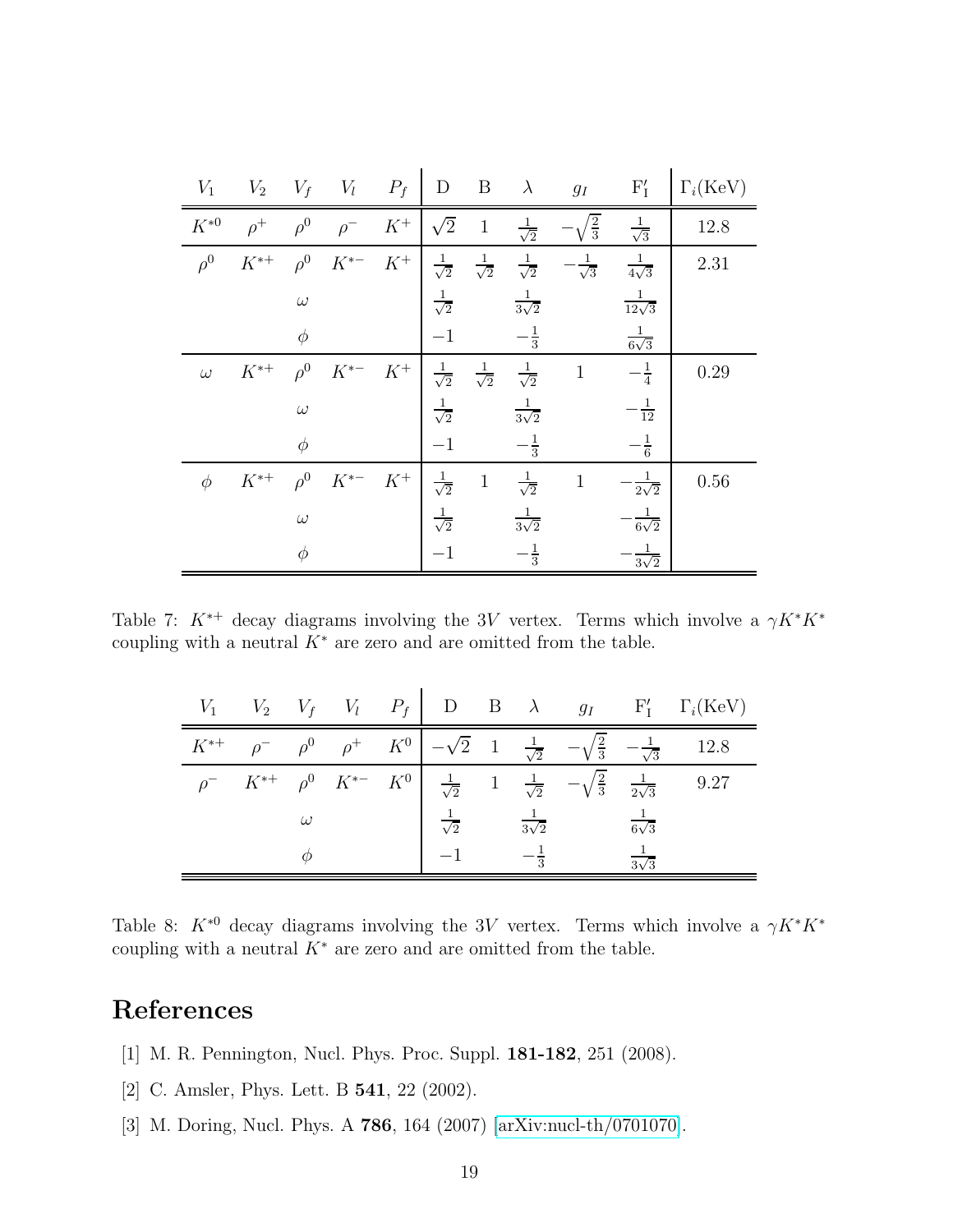| $V_1$ | $V_2$ | $V_f$ | $V_l$ | $P_f$ | D | B | $\lambda$ | $g_I$ | $\mathrm{F}'_\mathrm{I}$ | $\Gamma_i$(KeV) |
|---|---|---|---|---|---|---|---|---|---|---|
| $K^{*0}$ | $\rho^+$ | $\rho^0$ | $\rho^-$ | $K^+$ | $\sqrt{2}$ | 1 | $\frac{1}{\sqrt{2}}$ | $-\sqrt{\frac{2}{3}}$ | $\frac{1}{\sqrt{3}}$ | 12.8 |
| $\rho^0$ | $K^{*+}$ | $\rho^0$ | $K^{*-}$ | $K^+$ | $\frac{1}{\sqrt{2}}$ | $\frac{1}{\sqrt{2}}$ | $\frac{1}{\sqrt{2}}$ | $-\frac{1}{\sqrt{3}}$ | $\frac{1}{4\sqrt{3}}$ | 2.31 |
| | | $\omega$ | | | $\frac{1}{\sqrt{2}}$ | | $\frac{1}{3\sqrt{2}}$ | | $\frac{1}{12\sqrt{3}}$ | |
| | | $\phi$ | | | $-1$ | | $-\frac{1}{3}$ | | $\frac{1}{6\sqrt{3}}$ | |
| $\omega$ | $K^{*+}$ | $\rho^0$ | $K^{*-}$ | $K^+$ | $\frac{1}{\sqrt{2}}$ | $\frac{1}{\sqrt{2}}$ | $\frac{1}{\sqrt{2}}$ | 1 | $-\frac{1}{4}$ | 0.29 |
| | | $\omega$ | | | $\frac{1}{\sqrt{2}}$ | | $\frac{1}{3\sqrt{2}}$ | | $-\frac{1}{12}$ | |
| | | $\phi$ | | | $-1$ | | $-\frac{1}{3}$ | | $-\frac{1}{6}$ | |
| $\phi$ | $K^{*+}$ | $\rho^0$ | $K^{*-}$ | $K^+$ | $\frac{1}{\sqrt{2}}$ | 1 | $\frac{1}{\sqrt{2}}$ | 1 | $-\frac{1}{2\sqrt{2}}$ | 0.56 |
| | | $\omega$ | | | $\frac{1}{\sqrt{2}}$ | | $\frac{1}{3\sqrt{2}}$ | | $-\frac{1}{6\sqrt{2}}$ | |
| | | $\phi$ | | | $-1$ | | $-\frac{1}{3}$ | | $-\frac{1}{3\sqrt{2}}$ | |

Table 7: $K^{*+}$ decay diagrams involving the $3V$ vertex. Terms which involve a $\gamma K^* K^*$ coupling with a neutral $K^*$ are zero and are omitted from the table.

| $V_1$ | $V_2$ | $V_f$ | $V_l$ | $P_f$ | D | B | $\lambda$ | $g_I$ | $\mathrm{F}'_\mathrm{I}$ | $\Gamma_i$(KeV) |
|---|---|---|---|---|---|---|---|---|---|---|
| $K^{*+}$ | $\rho^-$ | $\rho^0$ | $\rho^+$ | $K^0$ | $-\sqrt{2}$ | 1 | $\frac{1}{\sqrt{2}}$ | $-\sqrt{\frac{2}{3}}$ | $-\frac{1}{\sqrt{3}}$ | 12.8 |
| $\rho^-$ | $K^{*+}$ | $\rho^0$ | $K^{*-}$ | $K^0$ | $\frac{1}{\sqrt{2}}$ | 1 | $\frac{1}{\sqrt{2}}$ | $-\sqrt{\frac{2}{3}}$ | $\frac{1}{2\sqrt{3}}$ | 9.27 |
| | | $\omega$ | | | $\frac{1}{\sqrt{2}}$ | | $\frac{1}{3\sqrt{2}}$ | | $\frac{1}{6\sqrt{3}}$ | |
| | | $\phi$ | | | $-1$ | | $-\frac{1}{3}$ | | $\frac{1}{3\sqrt{3}}$ | |

Table 8: $K^{*0}$ decay diagrams involving the $3V$ vertex. Terms which involve a $\gamma K^* K^*$ coupling with a neutral $K^*$ are zero and are omitted from the table.

# References

[1] M. R. Pennington, Nucl. Phys. Proc. Suppl. **181-182**, 251 (2008).

[2] C. Amsler, Phys. Lett. B **541**, 22 (2002).

[3] M. Doring, Nucl. Phys. A **786**, 164 (2007) [arXiv:nucl-th/0701070].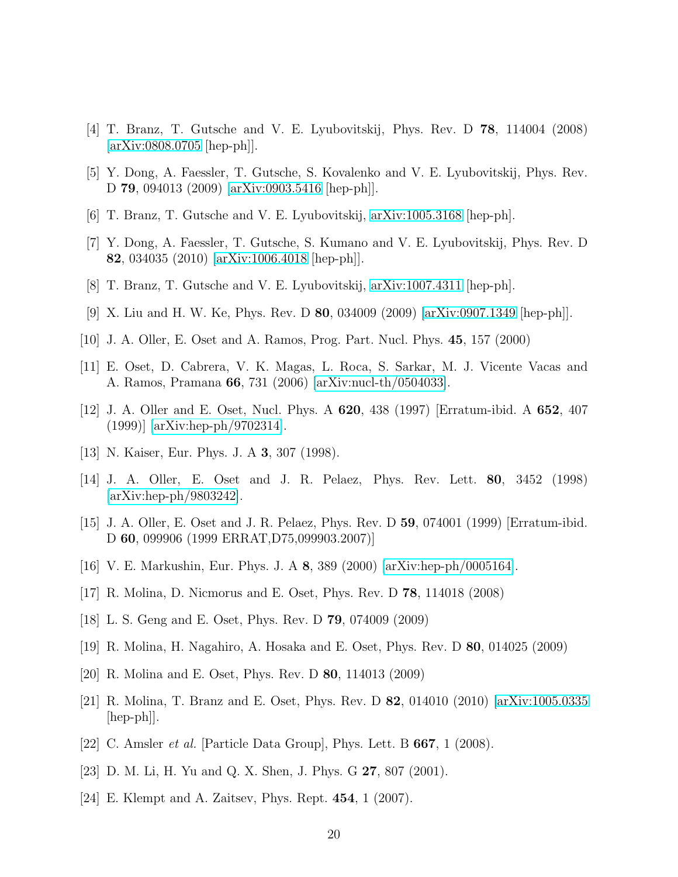[4] T. Branz, T. Gutsche and V. E. Lyubovitskij, Phys. Rev. D **78**, 114004 (2008) [arXiv:0808.0705 [hep-ph]].

[5] Y. Dong, A. Faessler, T. Gutsche, S. Kovalenko and V. E. Lyubovitskij, Phys. Rev. D **79**, 094013 (2009) [arXiv:0903.5416 [hep-ph]].

[6] T. Branz, T. Gutsche and V. E. Lyubovitskij, arXiv:1005.3168 [hep-ph].

[7] Y. Dong, A. Faessler, T. Gutsche, S. Kumano and V. E. Lyubovitskij, Phys. Rev. D **82**, 034035 (2010) [arXiv:1006.4018 [hep-ph]].

[8] T. Branz, T. Gutsche and V. E. Lyubovitskij, arXiv:1007.4311 [hep-ph].

[9] X. Liu and H. W. Ke, Phys. Rev. D **80**, 034009 (2009) [arXiv:0907.1349 [hep-ph]].

[10] J. A. Oller, E. Oset and A. Ramos, Prog. Part. Nucl. Phys. **45**, 157 (2000)

[11] E. Oset, D. Cabrera, V. K. Magas, L. Roca, S. Sarkar, M. J. Vicente Vacas and A. Ramos, Pramana **66**, 731 (2006) [arXiv:nucl-th/0504033].

[12] J. A. Oller and E. Oset, Nucl. Phys. A **620**, 438 (1997) [Erratum-ibid. A **652**, 407 (1999)] [arXiv:hep-ph/9702314].

[13] N. Kaiser, Eur. Phys. J. A **3**, 307 (1998).

[14] J. A. Oller, E. Oset and J. R. Pelaez, Phys. Rev. Lett. **80**, 3452 (1998) [arXiv:hep-ph/9803242].

[15] J. A. Oller, E. Oset and J. R. Pelaez, Phys. Rev. D **59**, 074001 (1999) [Erratum-ibid. D **60**, 099906 (1999 ERRAT,D75,099903.2007)]

[16] V. E. Markushin, Eur. Phys. J. A **8**, 389 (2000) [arXiv:hep-ph/0005164].

[17] R. Molina, D. Nicmorus and E. Oset, Phys. Rev. D **78**, 114018 (2008)

[18] L. S. Geng and E. Oset, Phys. Rev. D **79**, 074009 (2009)

[19] R. Molina, H. Nagahiro, A. Hosaka and E. Oset, Phys. Rev. D **80**, 014025 (2009)

[20] R. Molina and E. Oset, Phys. Rev. D **80**, 114013 (2009)

[21] R. Molina, T. Branz and E. Oset, Phys. Rev. D **82**, 014010 (2010) [arXiv:1005.0335 [hep-ph]].

[22] C. Amsler *et al.* [Particle Data Group], Phys. Lett. B **667**, 1 (2008).

[23] D. M. Li, H. Yu and Q. X. Shen, J. Phys. G **27**, 807 (2001).

[24] E. Klempt and A. Zaitsev, Phys. Rept. **454**, 1 (2007).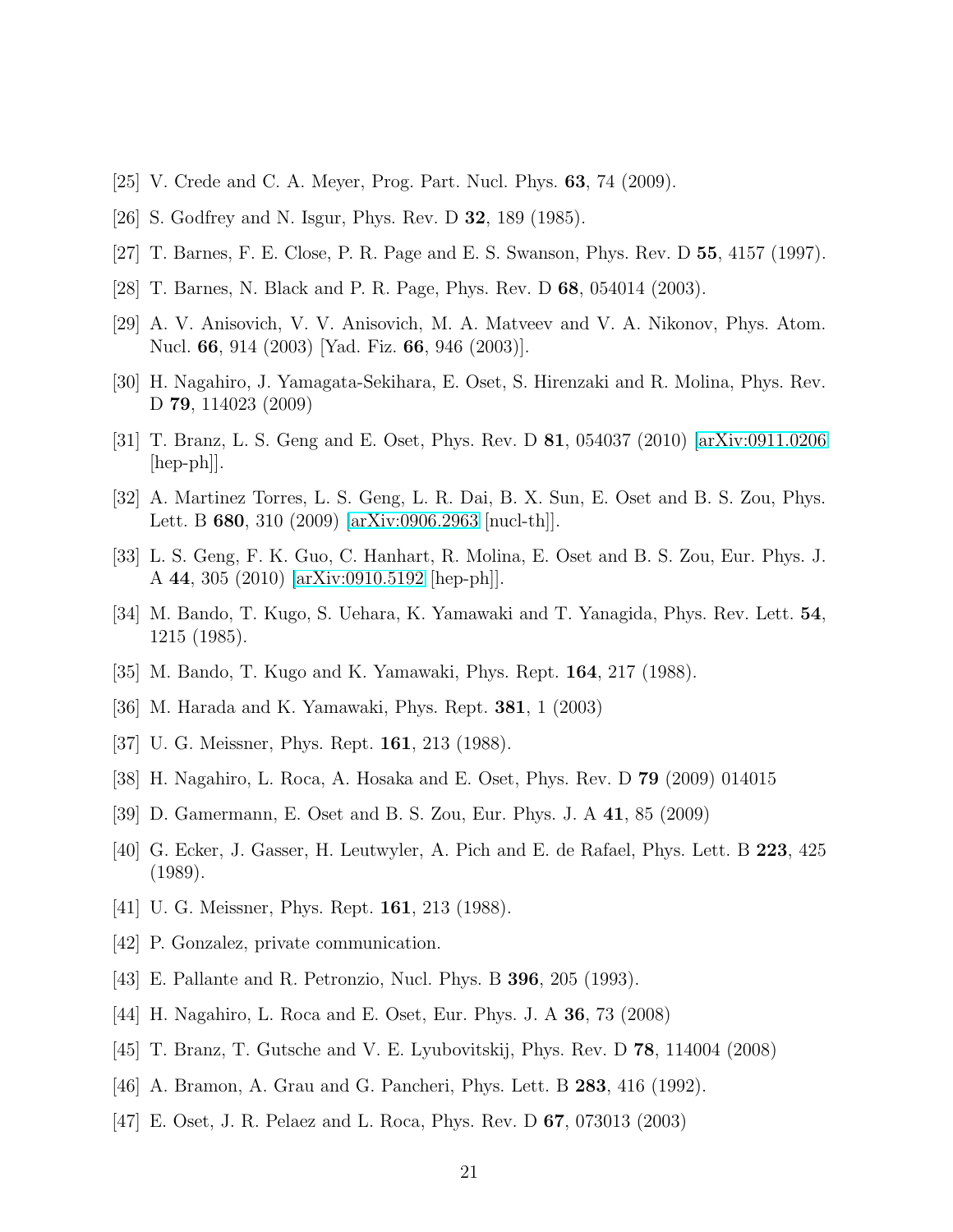[25] V. Crede and C. A. Meyer, Prog. Part. Nucl. Phys. **63**, 74 (2009).

[26] S. Godfrey and N. Isgur, Phys. Rev. D **32**, 189 (1985).

[27] T. Barnes, F. E. Close, P. R. Page and E. S. Swanson, Phys. Rev. D **55**, 4157 (1997).

[28] T. Barnes, N. Black and P. R. Page, Phys. Rev. D **68**, 054014 (2003).

[29] A. V. Anisovich, V. V. Anisovich, M. A. Matveev and V. A. Nikonov, Phys. Atom. Nucl. **66**, 914 (2003) [Yad. Fiz. **66**, 946 (2003)].

[30] H. Nagahiro, J. Yamagata-Sekihara, E. Oset, S. Hirenzaki and R. Molina, Phys. Rev. D **79**, 114023 (2009)

[31] T. Branz, L. S. Geng and E. Oset, Phys. Rev. D **81**, 054037 (2010) [arXiv:0911.0206 [hep-ph]].

[32] A. Martinez Torres, L. S. Geng, L. R. Dai, B. X. Sun, E. Oset and B. S. Zou, Phys. Lett. B **680**, 310 (2009) [arXiv:0906.2963 [nucl-th]].

[33] L. S. Geng, F. K. Guo, C. Hanhart, R. Molina, E. Oset and B. S. Zou, Eur. Phys. J. A **44**, 305 (2010) [arXiv:0910.5192 [hep-ph]].

[34] M. Bando, T. Kugo, S. Uehara, K. Yamawaki and T. Yanagida, Phys. Rev. Lett. **54**, 1215 (1985).

[35] M. Bando, T. Kugo and K. Yamawaki, Phys. Rept. **164**, 217 (1988).

[36] M. Harada and K. Yamawaki, Phys. Rept. **381**, 1 (2003)

[37] U. G. Meissner, Phys. Rept. **161**, 213 (1988).

[38] H. Nagahiro, L. Roca, A. Hosaka and E. Oset, Phys. Rev. D **79** (2009) 014015

[39] D. Gamermann, E. Oset and B. S. Zou, Eur. Phys. J. A **41**, 85 (2009)

[40] G. Ecker, J. Gasser, H. Leutwyler, A. Pich and E. de Rafael, Phys. Lett. B **223**, 425 (1989).

[41] U. G. Meissner, Phys. Rept. **161**, 213 (1988).

[42] P. Gonzalez, private communication.

[43] E. Pallante and R. Petronzio, Nucl. Phys. B **396**, 205 (1993).

[44] H. Nagahiro, L. Roca and E. Oset, Eur. Phys. J. A **36**, 73 (2008)

[45] T. Branz, T. Gutsche and V. E. Lyubovitskij, Phys. Rev. D **78**, 114004 (2008)

[46] A. Bramon, A. Grau and G. Pancheri, Phys. Lett. B **283**, 416 (1992).

[47] E. Oset, J. R. Pelaez and L. Roca, Phys. Rev. D **67**, 073013 (2003)